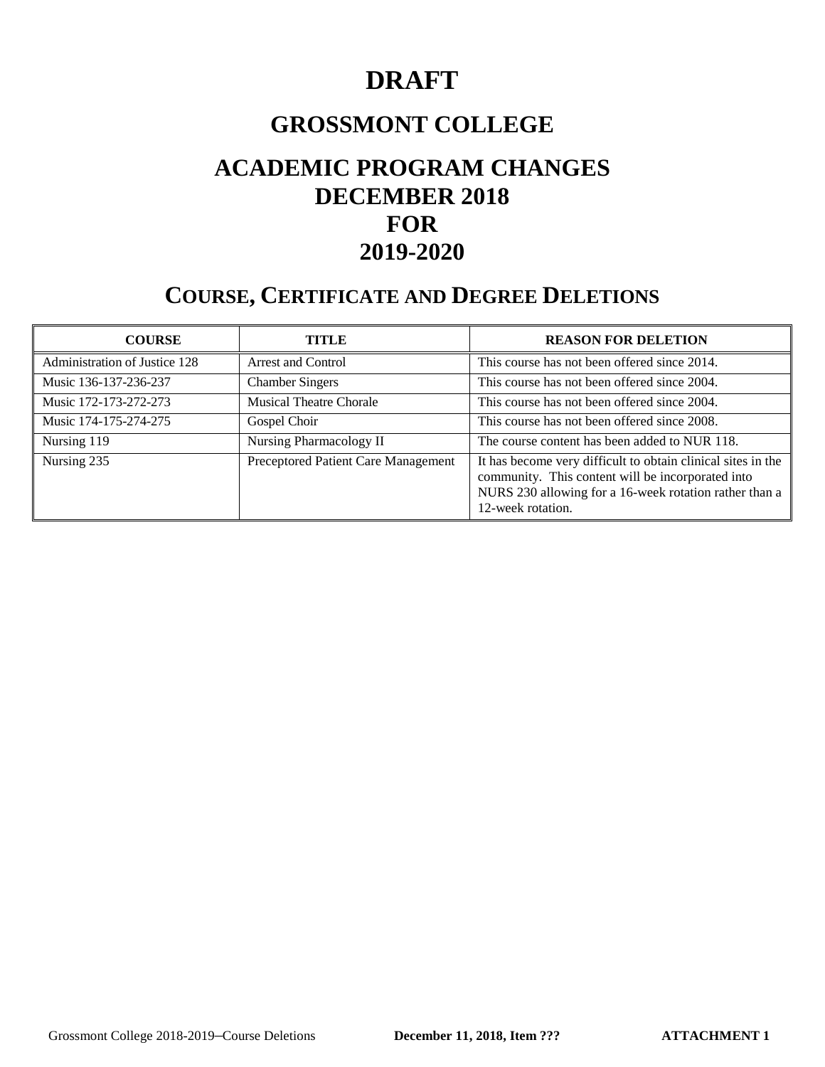# DRAFT

# GROSSMONT COLLEGE

# ACADEMIC PROGRAM CHANGES DECEMBER 2018 FOR 2019-2020

## COURSE, CERTIFICATE AND DEGREE DELETIONS

| COURSE | TITLE | REASON FOR DELETION |
|---|---|---|
| Administration of Justice 128 | Arrest and Control | This course has not been offered since 2014. |
| Music 136-137-236-237 | Chamber Singers | This course has not been offered since 2004. |
| Music 172-173-272-273 | Musical Theatre Chorale | This course has not been offered since 2004. |
| Music 174-175-274-275 | Gospel Choir | This course has not been offered since 2008. |
| Nursing 119 | Nursing Pharmacology II | The course content has been added to NUR 118. |
| Nursing 235 | Preceptored Patient Care Management | It has become very difficult to obtain clinical sites in the community. This content will be incorporated into NURS 230 allowing for a 16-week rotation rather than a 12-week rotation. |

Grossmont College 2018-2019–Course Deletions **December 11, 2018, Item ???** **ATTACHMENT 1**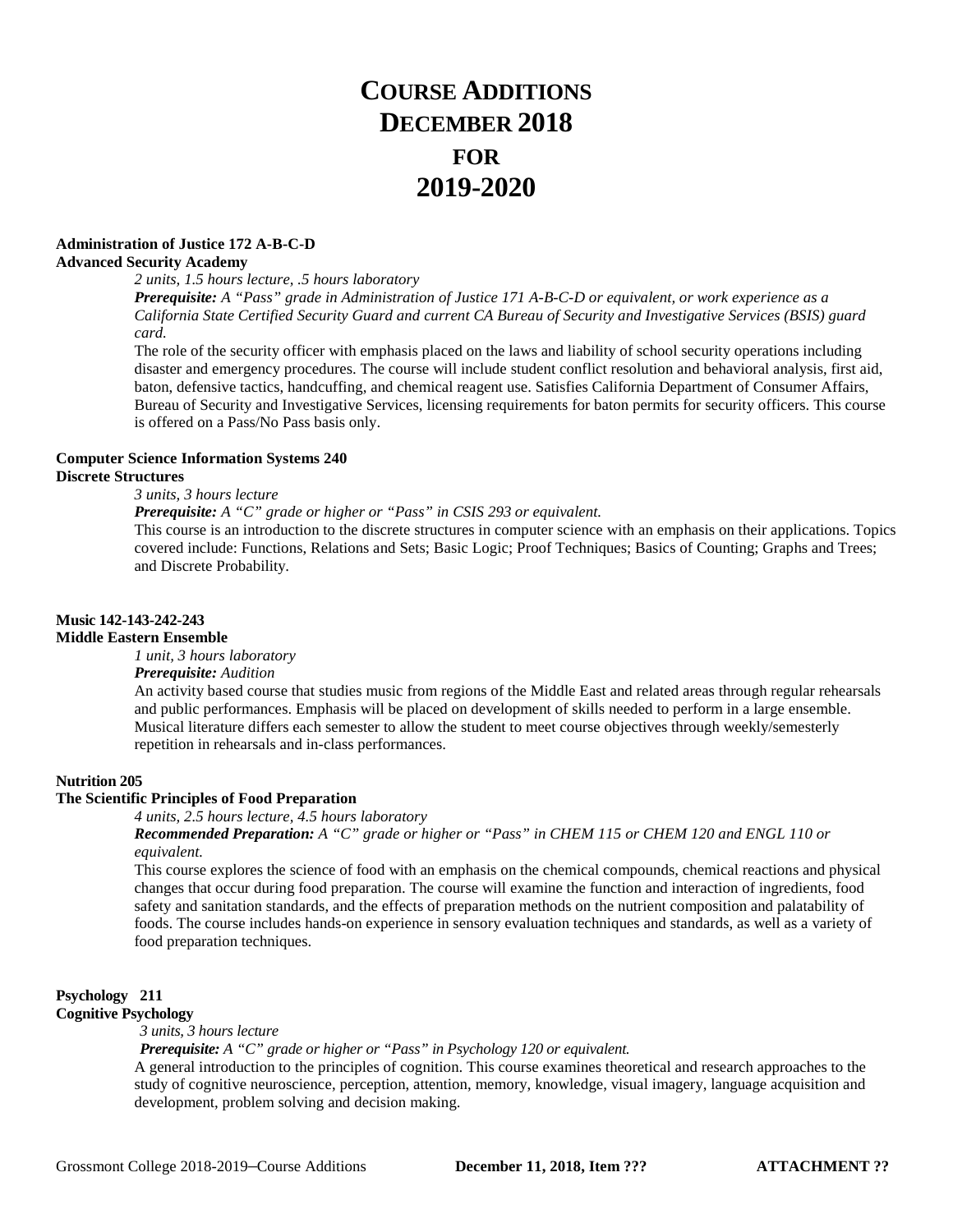# COURSE ADDITIONS DECEMBER 2018 FOR 2019-2020

**Administration of Justice 172 A-B-C-D**
**Advanced Security Academy**

*2 units, 1.5 hours lecture, .5 hours laboratory*

***Prerequisite:*** *A "Pass" grade in Administration of Justice 171 A-B-C-D or equivalent, or work experience as a California State Certified Security Guard and current CA Bureau of Security and Investigative Services (BSIS) guard card.*

The role of the security officer with emphasis placed on the laws and liability of school security operations including disaster and emergency procedures. The course will include student conflict resolution and behavioral analysis, first aid, baton, defensive tactics, handcuffing, and chemical reagent use. Satisfies California Department of Consumer Affairs, Bureau of Security and Investigative Services, licensing requirements for baton permits for security officers. This course is offered on a Pass/No Pass basis only.

**Computer Science Information Systems 240**
**Discrete Structures**

*3 units, 3 hours lecture*

***Prerequisite:*** *A "C" grade or higher or "Pass" in CSIS 293 or equivalent.*

This course is an introduction to the discrete structures in computer science with an emphasis on their applications. Topics covered include: Functions, Relations and Sets; Basic Logic; Proof Techniques; Basics of Counting; Graphs and Trees; and Discrete Probability.

**Music 142-143-242-243**
**Middle Eastern Ensemble**

*1 unit, 3 hours laboratory*

***Prerequisite:*** *Audition*

An activity based course that studies music from regions of the Middle East and related areas through regular rehearsals and public performances. Emphasis will be placed on development of skills needed to perform in a large ensemble. Musical literature differs each semester to allow the student to meet course objectives through weekly/semesterly repetition in rehearsals and in-class performances.

**Nutrition 205**
**The Scientific Principles of Food Preparation**

*4 units, 2.5 hours lecture, 4.5 hours laboratory*

***Recommended Preparation:*** *A "C" grade or higher or "Pass" in CHEM 115 or CHEM 120 and ENGL 110 or equivalent.*

This course explores the science of food with an emphasis on the chemical compounds, chemical reactions and physical changes that occur during food preparation. The course will examine the function and interaction of ingredients, food safety and sanitation standards, and the effects of preparation methods on the nutrient composition and palatability of foods. The course includes hands-on experience in sensory evaluation techniques and standards, as well as a variety of food preparation techniques.

**Psychology 211**
**Cognitive Psychology**

*3 units, 3 hours lecture*

***Prerequisite:*** *A "C" grade or higher or "Pass" in Psychology 120 or equivalent.*

A general introduction to the principles of cognition. This course examines theoretical and research approaches to the study of cognitive neuroscience, perception, attention, memory, knowledge, visual imagery, language acquisition and development, problem solving and decision making.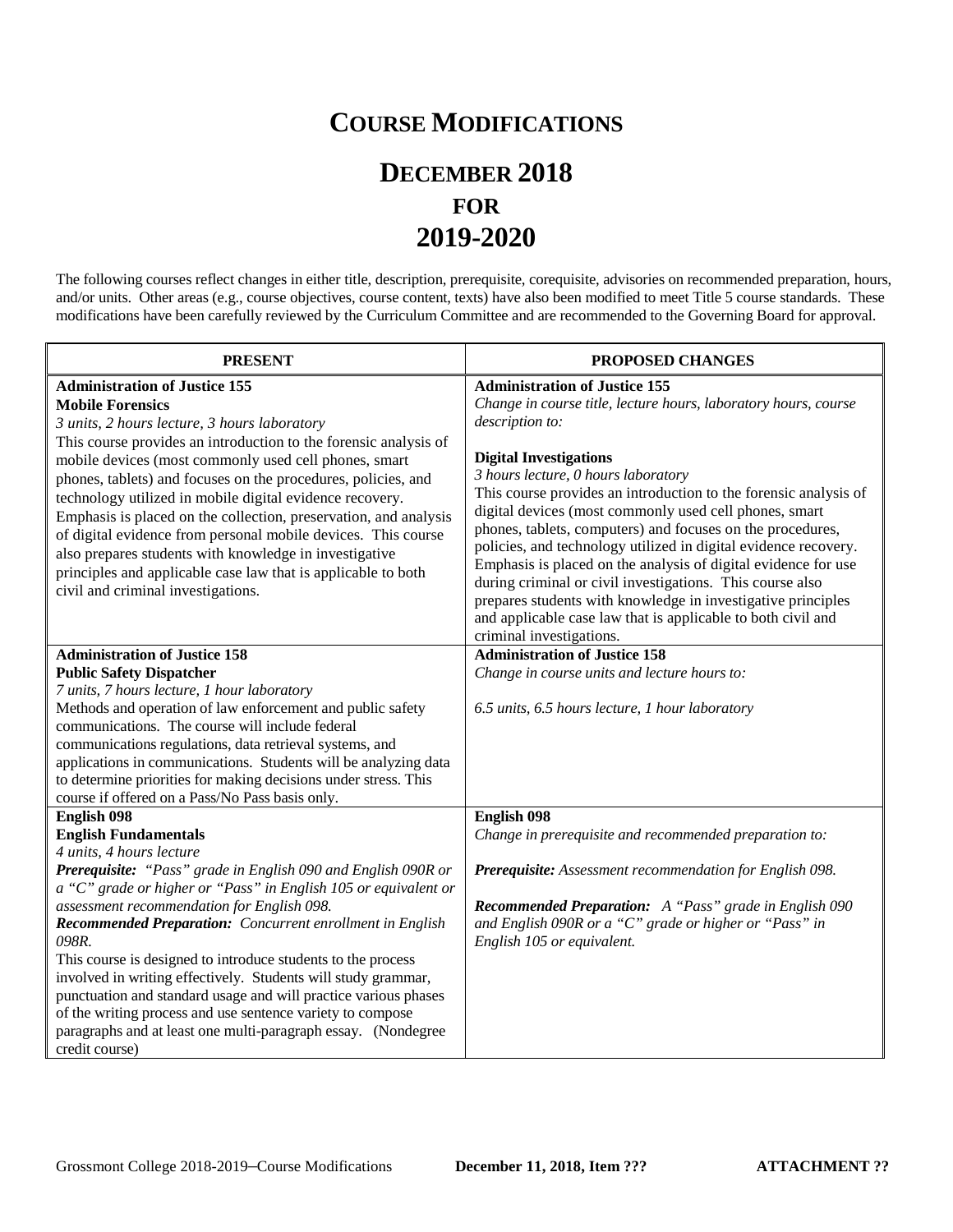# Course Modifications

## December 2018
## FOR
## 2019-2020

The following courses reflect changes in either title, description, prerequisite, corequisite, advisories on recommended preparation, hours, and/or units. Other areas (e.g., course objectives, course content, texts) have also been modified to meet Title 5 course standards. These modifications have been carefully reviewed by the Curriculum Committee and are recommended to the Governing Board for approval.

| PRESENT | PROPOSED CHANGES |
|---|---|
| **Administration of Justice 155**<br>**Mobile Forensics**<br>*3 units, 2 hours lecture, 3 hours laboratory*<br>This course provides an introduction to the forensic analysis of mobile devices (most commonly used cell phones, smart phones, tablets) and focuses on the procedures, policies, and technology utilized in mobile digital evidence recovery. Emphasis is placed on the collection, preservation, and analysis of digital evidence from personal mobile devices. This course also prepares students with knowledge in investigative principles and applicable case law that is applicable to both civil and criminal investigations. | **Administration of Justice 155**<br>*Change in course title, lecture hours, laboratory hours, course description to:*<br><br>**Digital Investigations**<br>*3 hours lecture, 0 hours laboratory*<br>This course provides an introduction to the forensic analysis of digital devices (most commonly used cell phones, smart phones, tablets, computers) and focuses on the procedures, policies, and technology utilized in digital evidence recovery. Emphasis is placed on the analysis of digital evidence for use during criminal or civil investigations. This course also prepares students with knowledge in investigative principles and applicable case law that is applicable to both civil and criminal investigations. |
| **Administration of Justice 158**<br>**Public Safety Dispatcher**<br>*7 units, 7 hours lecture, 1 hour laboratory*<br>Methods and operation of law enforcement and public safety communications. The course will include federal communications regulations, data retrieval systems, and applications in communications. Students will be analyzing data to determine priorities for making decisions under stress. This course if offered on a Pass/No Pass basis only. | **Administration of Justice 158**<br>*Change in course units and lecture hours to:*<br><br>*6.5 units, 6.5 hours lecture, 1 hour laboratory* |
| **English 098**<br>**English Fundamentals**<br>*4 units, 4 hours lecture*<br>***Prerequisite:*** *"Pass" grade in English 090 and English 090R or a "C" grade or higher or "Pass" in English 105 or equivalent or assessment recommendation for English 098.*<br>***Recommended Preparation:*** *Concurrent enrollment in English 098R.*<br>This course is designed to introduce students to the process involved in writing effectively. Students will study grammar, punctuation and standard usage and will practice various phases of the writing process and use sentence variety to compose paragraphs and at least one multi-paragraph essay. (Nondegree credit course) | **English 098**<br>*Change in prerequisite and recommended preparation to:*<br><br>***Prerequisite:*** *Assessment recommendation for English 098.*<br><br>***Recommended Preparation:*** *A "Pass" grade in English 090 and English 090R or a "C" grade or higher or "Pass" in English 105 or equivalent.* |

Grossmont College 2018-2019–Course Modifications **December 11, 2018, Item ???** **ATTACHMENT ??**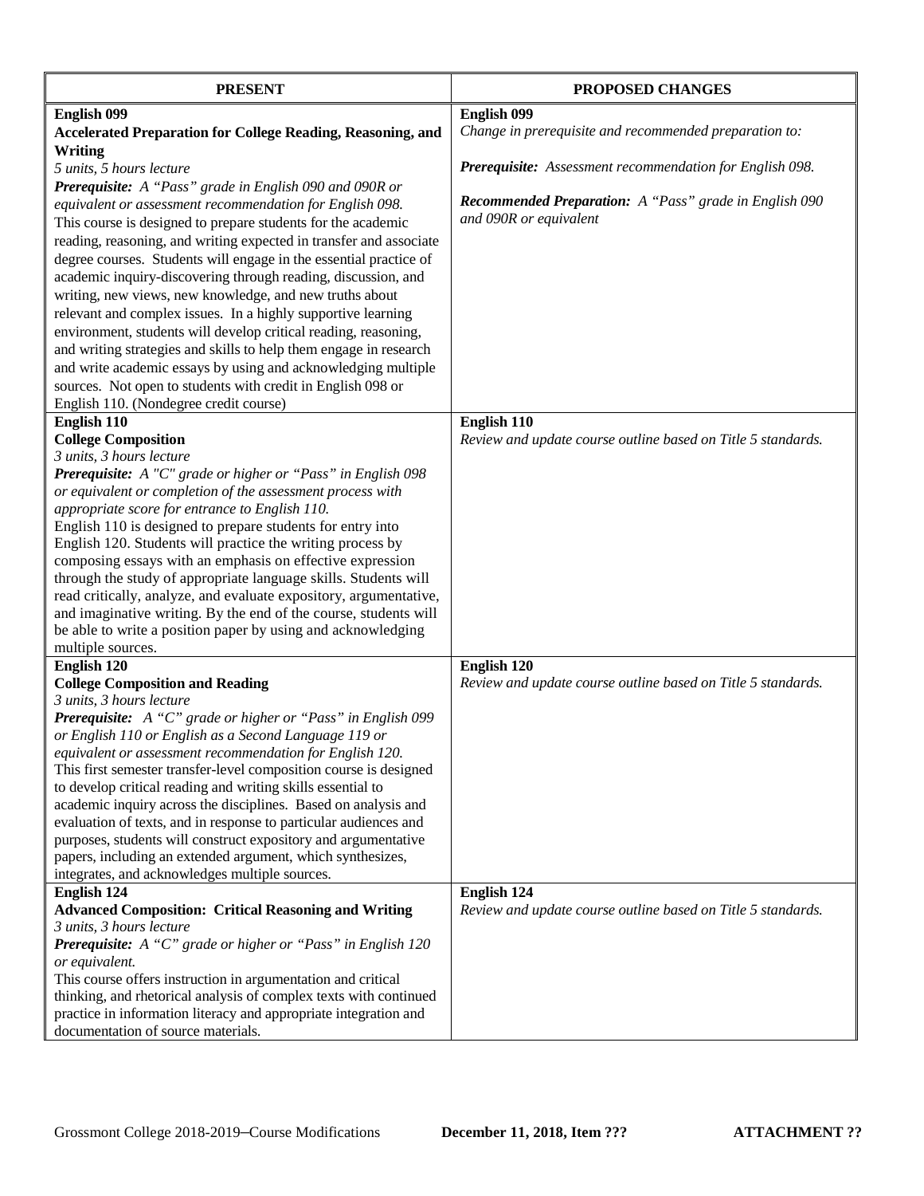| PRESENT | PROPOSED CHANGES |
|---|---|
| **English 099**<br>**Accelerated Preparation for College Reading, Reasoning, and Writing**<br>*5 units, 5 hours lecture*<br>***Prerequisite:*** *A "Pass" grade in English 090 and 090R or equivalent or assessment recommendation for English 098.*<br>This course is designed to prepare students for the academic reading, reasoning, and writing expected in transfer and associate degree courses. Students will engage in the essential practice of academic inquiry-discovering through reading, discussion, and writing, new views, new knowledge, and new truths about relevant and complex issues. In a highly supportive learning environment, students will develop critical reading, reasoning, and writing strategies and skills to help them engage in research and write academic essays by using and acknowledging multiple sources. Not open to students with credit in English 098 or English 110. (Nondegree credit course) | **English 099**<br>*Change in prerequisite and recommended preparation to:*<br><br>***Prerequisite:*** *Assessment recommendation for English 098.*<br><br>***Recommended Preparation:*** *A "Pass" grade in English 090 and 090R or equivalent* |
| **English 110**<br>**College Composition**<br>*3 units, 3 hours lecture*<br>***Prerequisite:*** *A "C" grade or higher or "Pass" in English 098 or equivalent or completion of the assessment process with appropriate score for entrance to English 110.*<br>English 110 is designed to prepare students for entry into English 120. Students will practice the writing process by composing essays with an emphasis on effective expression through the study of appropriate language skills. Students will read critically, analyze, and evaluate expository, argumentative, and imaginative writing. By the end of the course, students will be able to write a position paper by using and acknowledging multiple sources. | **English 110**<br>*Review and update course outline based on Title 5 standards.* |
| **English 120**<br>**College Composition and Reading**<br>*3 units, 3 hours lecture*<br>***Prerequisite:*** *A "C" grade or higher or "Pass" in English 099 or English 110 or English as a Second Language 119 or equivalent or assessment recommendation for English 120.*<br>This first semester transfer-level composition course is designed to develop critical reading and writing skills essential to academic inquiry across the disciplines. Based on analysis and evaluation of texts, and in response to particular audiences and purposes, students will construct expository and argumentative papers, including an extended argument, which synthesizes, integrates, and acknowledges multiple sources. | **English 120**<br>*Review and update course outline based on Title 5 standards.* |
| **English 124**<br>**Advanced Composition: Critical Reasoning and Writing**<br>*3 units, 3 hours lecture*<br>***Prerequisite:*** *A "C" grade or higher or "Pass" in English 120 or equivalent.*<br>This course offers instruction in argumentation and critical thinking, and rhetorical analysis of complex texts with continued practice in information literacy and appropriate integration and documentation of source materials. | **English 124**<br>*Review and update course outline based on Title 5 standards.* |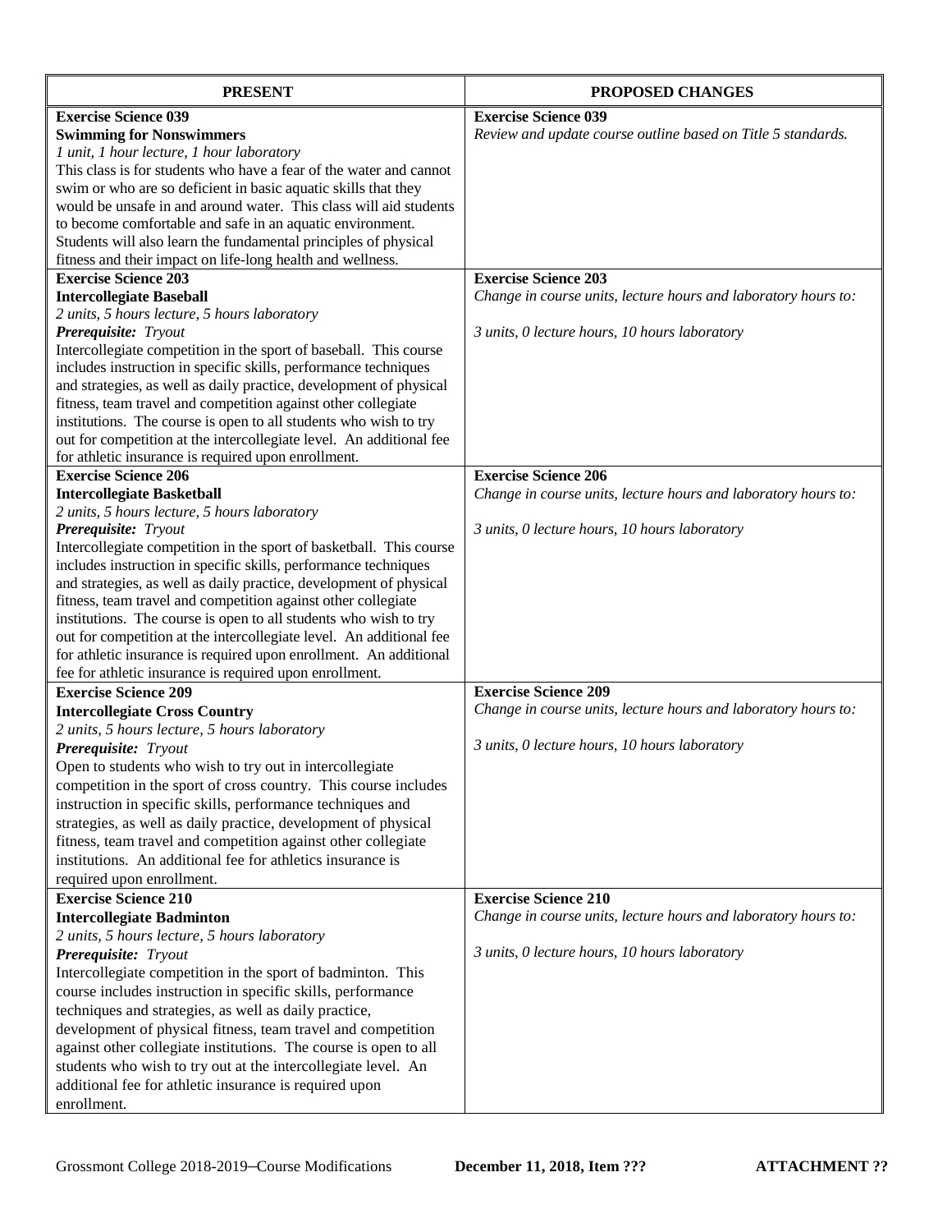| PRESENT | PROPOSED CHANGES |
|---|---|
| **Exercise Science 039**<br>**Swimming for Nonswimmers**<br>*1 unit, 1 hour lecture, 1 hour laboratory*<br>This class is for students who have a fear of the water and cannot swim or who are so deficient in basic aquatic skills that they would be unsafe in and around water. This class will aid students to become comfortable and safe in an aquatic environment. Students will also learn the fundamental principles of physical fitness and their impact on life-long health and wellness. | **Exercise Science 039**<br>*Review and update course outline based on Title 5 standards.* |
| **Exercise Science 203**<br>**Intercollegiate Baseball**<br>*2 units, 5 hours lecture, 5 hours laboratory*<br>***Prerequisite:*** *Tryout*<br>Intercollegiate competition in the sport of baseball. This course includes instruction in specific skills, performance techniques and strategies, as well as daily practice, development of physical fitness, team travel and competition against other collegiate institutions. The course is open to all students who wish to try out for competition at the intercollegiate level. An additional fee for athletic insurance is required upon enrollment. | **Exercise Science 203**<br>*Change in course units, lecture hours and laboratory hours to:*<br><br>*3 units, 0 lecture hours, 10 hours laboratory* |
| **Exercise Science 206**<br>**Intercollegiate Basketball**<br>*2 units, 5 hours lecture, 5 hours laboratory*<br>***Prerequisite:*** *Tryout*<br>Intercollegiate competition in the sport of basketball. This course includes instruction in specific skills, performance techniques and strategies, as well as daily practice, development of physical fitness, team travel and competition against other collegiate institutions. The course is open to all students who wish to try out for competition at the intercollegiate level. An additional fee for athletic insurance is required upon enrollment. An additional fee for athletic insurance is required upon enrollment. | **Exercise Science 206**<br>*Change in course units, lecture hours and laboratory hours to:*<br><br>*3 units, 0 lecture hours, 10 hours laboratory* |
| **Exercise Science 209**<br>**Intercollegiate Cross Country**<br>*2 units, 5 hours lecture, 5 hours laboratory*<br>***Prerequisite:*** *Tryout*<br>Open to students who wish to try out in intercollegiate competition in the sport of cross country. This course includes instruction in specific skills, performance techniques and strategies, as well as daily practice, development of physical fitness, team travel and competition against other collegiate institutions. An additional fee for athletics insurance is required upon enrollment. | **Exercise Science 209**<br>*Change in course units, lecture hours and laboratory hours to:*<br><br>*3 units, 0 lecture hours, 10 hours laboratory* |
| **Exercise Science 210**<br>**Intercollegiate Badminton**<br>*2 units, 5 hours lecture, 5 hours laboratory*<br>***Prerequisite:*** *Tryout*<br>Intercollegiate competition in the sport of badminton. This course includes instruction in specific skills, performance techniques and strategies, as well as daily practice, development of physical fitness, team travel and competition against other collegiate institutions. The course is open to all students who wish to try out at the intercollegiate level. An additional fee for athletic insurance is required upon enrollment. | **Exercise Science 210**<br>*Change in course units, lecture hours and laboratory hours to:*<br><br>*3 units, 0 lecture hours, 10 hours laboratory* |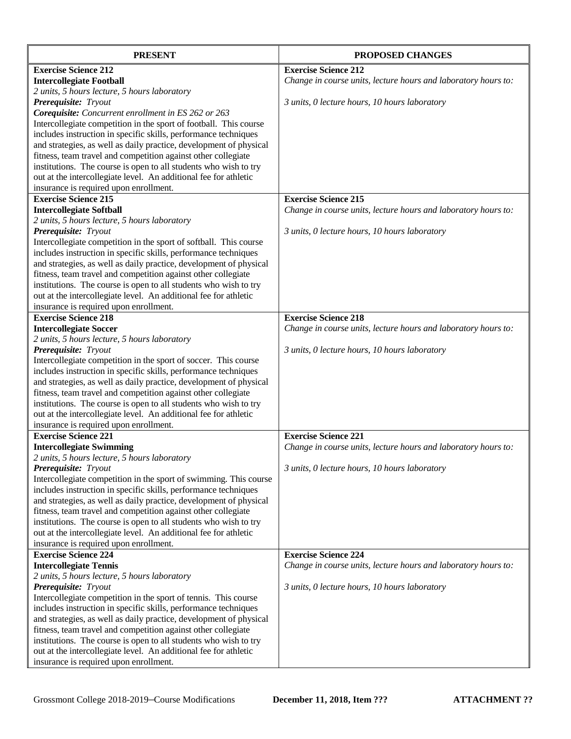| PRESENT | PROPOSED CHANGES |
| --- | --- |
| **Exercise Science 212**<br>**Intercollegiate Football**<br>*2 units, 5 hours lecture, 5 hours laboratory*<br>***Prerequisite:*** *Tryout*<br>***Corequisite:*** *Concurrent enrollment in ES 262 or 263*<br>Intercollegiate competition in the sport of football. This course includes instruction in specific skills, performance techniques and strategies, as well as daily practice, development of physical fitness, team travel and competition against other collegiate institutions. The course is open to all students who wish to try out at the intercollegiate level. An additional fee for athletic insurance is required upon enrollment. | **Exercise Science 212**<br>*Change in course units, lecture hours and laboratory hours to:*<br><br>*3 units, 0 lecture hours, 10 hours laboratory* |
| **Exercise Science 215**<br>**Intercollegiate Softball**<br>*2 units, 5 hours lecture, 5 hours laboratory*<br>***Prerequisite:*** *Tryout*<br>Intercollegiate competition in the sport of softball. This course includes instruction in specific skills, performance techniques and strategies, as well as daily practice, development of physical fitness, team travel and competition against other collegiate institutions. The course is open to all students who wish to try out at the intercollegiate level. An additional fee for athletic insurance is required upon enrollment. | **Exercise Science 215**<br>*Change in course units, lecture hours and laboratory hours to:*<br><br>*3 units, 0 lecture hours, 10 hours laboratory* |
| **Exercise Science 218**<br>**Intercollegiate Soccer**<br>*2 units, 5 hours lecture, 5 hours laboratory*<br>***Prerequisite:*** *Tryout*<br>Intercollegiate competition in the sport of soccer. This course includes instruction in specific skills, performance techniques and strategies, as well as daily practice, development of physical fitness, team travel and competition against other collegiate institutions. The course is open to all students who wish to try out at the intercollegiate level. An additional fee for athletic insurance is required upon enrollment. | **Exercise Science 218**<br>*Change in course units, lecture hours and laboratory hours to:*<br><br>*3 units, 0 lecture hours, 10 hours laboratory* |
| **Exercise Science 221**<br>**Intercollegiate Swimming**<br>*2 units, 5 hours lecture, 5 hours laboratory*<br>***Prerequisite:*** *Tryout*<br>Intercollegiate competition in the sport of swimming. This course includes instruction in specific skills, performance techniques and strategies, as well as daily practice, development of physical fitness, team travel and competition against other collegiate institutions. The course is open to all students who wish to try out at the intercollegiate level. An additional fee for athletic insurance is required upon enrollment. | **Exercise Science 221**<br>*Change in course units, lecture hours and laboratory hours to:*<br><br>*3 units, 0 lecture hours, 10 hours laboratory* |
| **Exercise Science 224**<br>**Intercollegiate Tennis**<br>*2 units, 5 hours lecture, 5 hours laboratory*<br>***Prerequisite:*** *Tryout*<br>Intercollegiate competition in the sport of tennis. This course includes instruction in specific skills, performance techniques and strategies, as well as daily practice, development of physical fitness, team travel and competition against other collegiate institutions. The course is open to all students who wish to try out at the intercollegiate level. An additional fee for athletic insurance is required upon enrollment. | **Exercise Science 224**<br>*Change in course units, lecture hours and laboratory hours to:*<br><br>*3 units, 0 lecture hours, 10 hours laboratory* |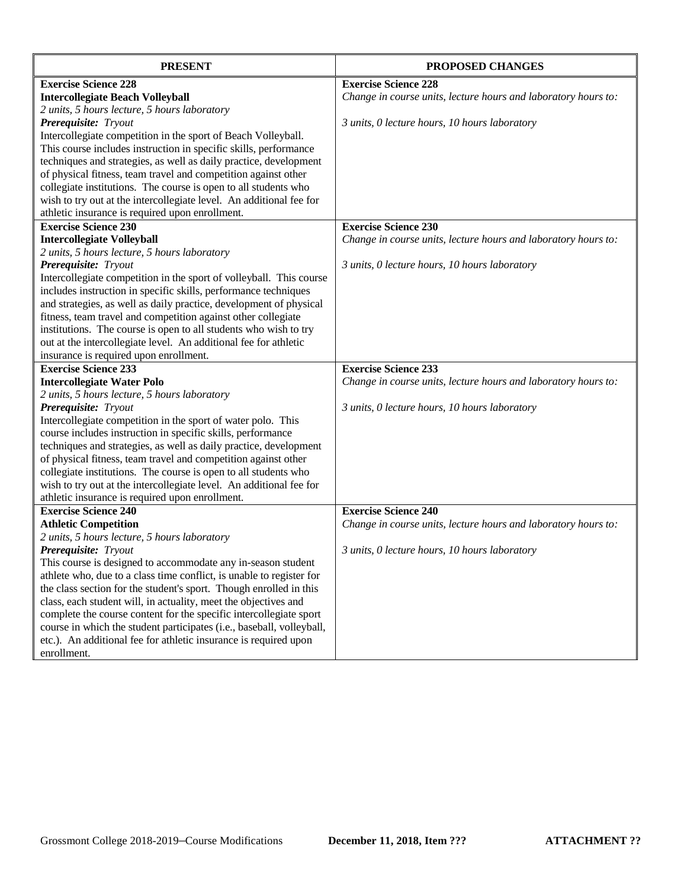| PRESENT | PROPOSED CHANGES |
|---|---|
| **Exercise Science 228**<br>**Intercollegiate Beach Volleyball**<br>*2 units, 5 hours lecture, 5 hours laboratory*<br>***Prerequisite:*** *Tryout*<br>Intercollegiate competition in the sport of Beach Volleyball. This course includes instruction in specific skills, performance techniques and strategies, as well as daily practice, development of physical fitness, team travel and competition against other collegiate institutions. The course is open to all students who wish to try out at the intercollegiate level. An additional fee for athletic insurance is required upon enrollment. | **Exercise Science 228**<br>*Change in course units, lecture hours and laboratory hours to:*<br><br>*3 units, 0 lecture hours, 10 hours laboratory* |
| **Exercise Science 230**<br>**Intercollegiate Volleyball**<br>*2 units, 5 hours lecture, 5 hours laboratory*<br>***Prerequisite:*** *Tryout*<br>Intercollegiate competition in the sport of volleyball. This course includes instruction in specific skills, performance techniques and strategies, as well as daily practice, development of physical fitness, team travel and competition against other collegiate institutions. The course is open to all students who wish to try out at the intercollegiate level. An additional fee for athletic insurance is required upon enrollment. | **Exercise Science 230**<br>*Change in course units, lecture hours and laboratory hours to:*<br><br>*3 units, 0 lecture hours, 10 hours laboratory* |
| **Exercise Science 233**<br>**Intercollegiate Water Polo**<br>*2 units, 5 hours lecture, 5 hours laboratory*<br>***Prerequisite:*** *Tryout*<br>Intercollegiate competition in the sport of water polo. This course includes instruction in specific skills, performance techniques and strategies, as well as daily practice, development of physical fitness, team travel and competition against other collegiate institutions. The course is open to all students who wish to try out at the intercollegiate level. An additional fee for athletic insurance is required upon enrollment. | **Exercise Science 233**<br>*Change in course units, lecture hours and laboratory hours to:*<br><br>*3 units, 0 lecture hours, 10 hours laboratory* |
| **Exercise Science 240**<br>**Athletic Competition**<br>*2 units, 5 hours lecture, 5 hours laboratory*<br>***Prerequisite:*** *Tryout*<br>This course is designed to accommodate any in-season student athlete who, due to a class time conflict, is unable to register for the class section for the student's sport. Though enrolled in this class, each student will, in actuality, meet the objectives and complete the course content for the specific intercollegiate sport course in which the student participates (i.e., baseball, volleyball, etc.). An additional fee for athletic insurance is required upon enrollment. | **Exercise Science 240**<br>*Change in course units, lecture hours and laboratory hours to:*<br><br>*3 units, 0 lecture hours, 10 hours laboratory* |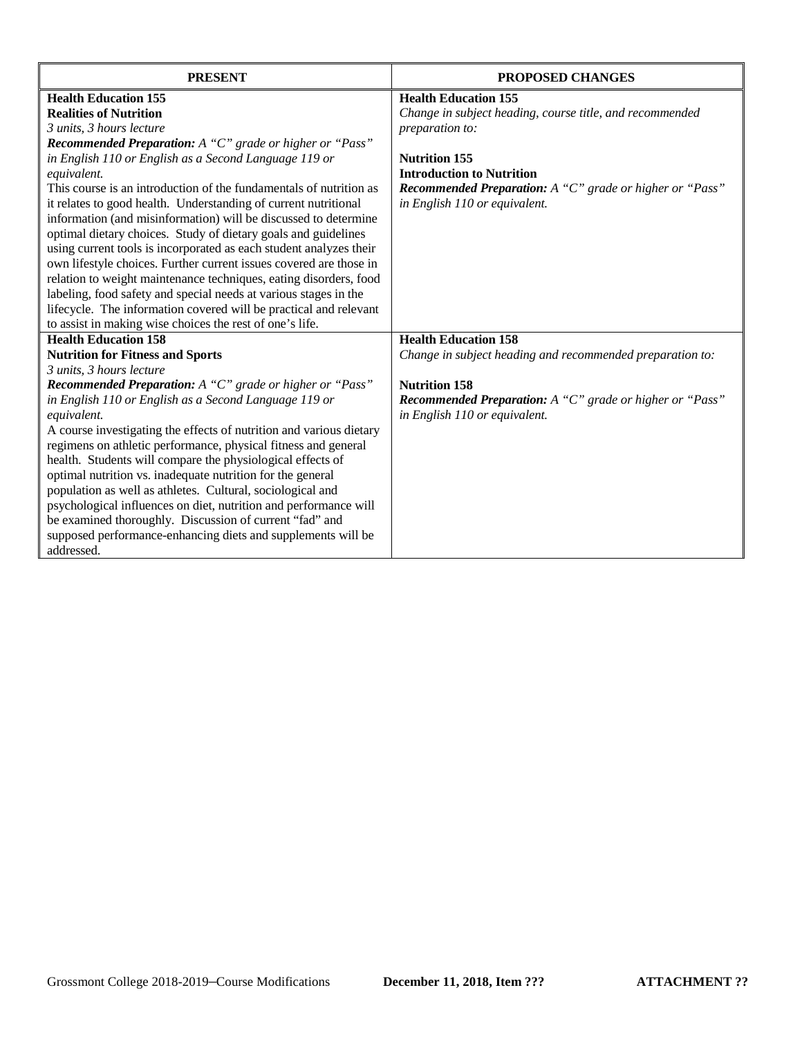| PRESENT | PROPOSED CHANGES |
| --- | --- |
| **Health Education 155**<br>**Realities of Nutrition**<br>*3 units, 3 hours lecture*<br>***Recommended Preparation:*** *A "C" grade or higher or "Pass" in English 110 or English as a Second Language 119 or equivalent.*<br>This course is an introduction of the fundamentals of nutrition as it relates to good health. Understanding of current nutritional information (and misinformation) will be discussed to determine optimal dietary choices. Study of dietary goals and guidelines using current tools is incorporated as each student analyzes their own lifestyle choices. Further current issues covered are those in relation to weight maintenance techniques, eating disorders, food labeling, food safety and special needs at various stages in the lifecycle. The information covered will be practical and relevant to assist in making wise choices the rest of one's life. | **Health Education 155**<br>*Change in subject heading, course title, and recommended preparation to:*<br><br>**Nutrition 155**<br>**Introduction to Nutrition**<br>***Recommended Preparation:*** *A "C" grade or higher or "Pass" in English 110 or equivalent.* |
| **Health Education 158**<br>**Nutrition for Fitness and Sports**<br>*3 units, 3 hours lecture*<br>***Recommended Preparation:*** *A "C" grade or higher or "Pass" in English 110 or English as a Second Language 119 or equivalent.*<br>A course investigating the effects of nutrition and various dietary regimens on athletic performance, physical fitness and general health. Students will compare the physiological effects of optimal nutrition vs. inadequate nutrition for the general population as well as athletes. Cultural, sociological and psychological influences on diet, nutrition and performance will be examined thoroughly. Discussion of current "fad" and supposed performance-enhancing diets and supplements will be addressed. | **Health Education 158**<br>*Change in subject heading and recommended preparation to:*<br><br>**Nutrition 158**<br>***Recommended Preparation:*** *A "C" grade or higher or "Pass" in English 110 or equivalent.* |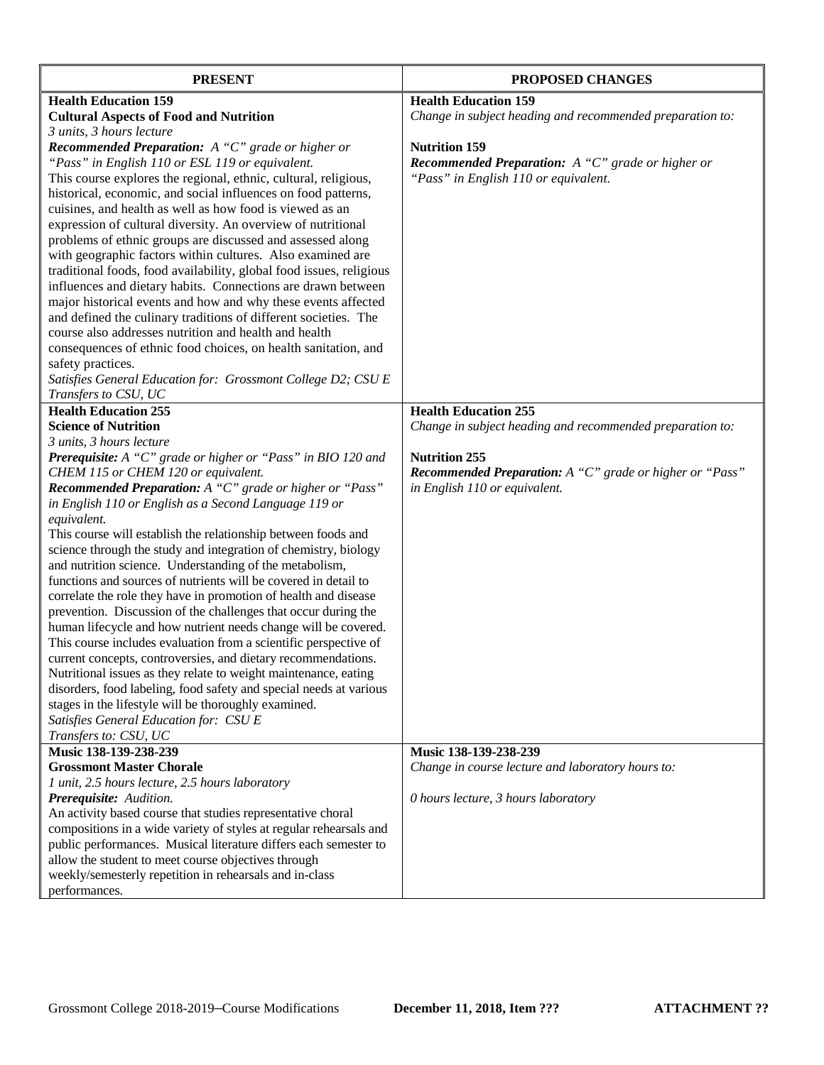| PRESENT | PROPOSED CHANGES |
| --- | --- |
| **Health Education 159**<br>**Cultural Aspects of Food and Nutrition**<br>*3 units, 3 hours lecture*<br>***Recommended Preparation:*** *A "C" grade or higher or "Pass" in English 110 or ESL 119 or equivalent.*<br>This course explores the regional, ethnic, cultural, religious, historical, economic, and social influences on food patterns, cuisines, and health as well as how food is viewed as an expression of cultural diversity. An overview of nutritional problems of ethnic groups are discussed and assessed along with geographic factors within cultures. Also examined are traditional foods, food availability, global food issues, religious influences and dietary habits. Connections are drawn between major historical events and how and why these events affected and defined the culinary traditions of different societies. The course also addresses nutrition and health and health consequences of ethnic food choices, on health sanitation, and safety practices.<br>*Satisfies General Education for: Grossmont College D2; CSU E*<br>*Transfers to CSU, UC* | **Health Education 159**<br>*Change in subject heading and recommended preparation to:*<br><br>**Nutrition 159**<br>***Recommended Preparation:*** *A "C" grade or higher or "Pass" in English 110 or equivalent.* |
| **Health Education 255**<br>**Science of Nutrition**<br>*3 units, 3 hours lecture*<br>***Prerequisite:*** *A "C" grade or higher or "Pass" in BIO 120 and CHEM 115 or CHEM 120 or equivalent.*<br>***Recommended Preparation:*** *A "C" grade or higher or "Pass" in English 110 or English as a Second Language 119 or equivalent.*<br>This course will establish the relationship between foods and science through the study and integration of chemistry, biology and nutrition science. Understanding of the metabolism, functions and sources of nutrients will be covered in detail to correlate the role they have in promotion of health and disease prevention. Discussion of the challenges that occur during the human lifecycle and how nutrient needs change will be covered. This course includes evaluation from a scientific perspective of current concepts, controversies, and dietary recommendations. Nutritional issues as they relate to weight maintenance, eating disorders, food labeling, food safety and special needs at various stages in the lifestyle will be thoroughly examined.<br>*Satisfies General Education for: CSU E*<br>*Transfers to: CSU, UC* | **Health Education 255**<br>*Change in subject heading and recommended preparation to:*<br><br>**Nutrition 255**<br>***Recommended Preparation:*** *A "C" grade or higher or "Pass" in English 110 or equivalent.* |
| **Music 138-139-238-239**<br>**Grossmont Master Chorale**<br>*1 unit, 2.5 hours lecture, 2.5 hours laboratory*<br>***Prerequisite:*** *Audition.*<br>An activity based course that studies representative choral compositions in a wide variety of styles at regular rehearsals and public performances. Musical literature differs each semester to allow the student to meet course objectives through weekly/semesterly repetition in rehearsals and in-class performances. | **Music 138-139-238-239**<br>*Change in course lecture and laboratory hours to:*<br><br>*0 hours lecture, 3 hours laboratory* |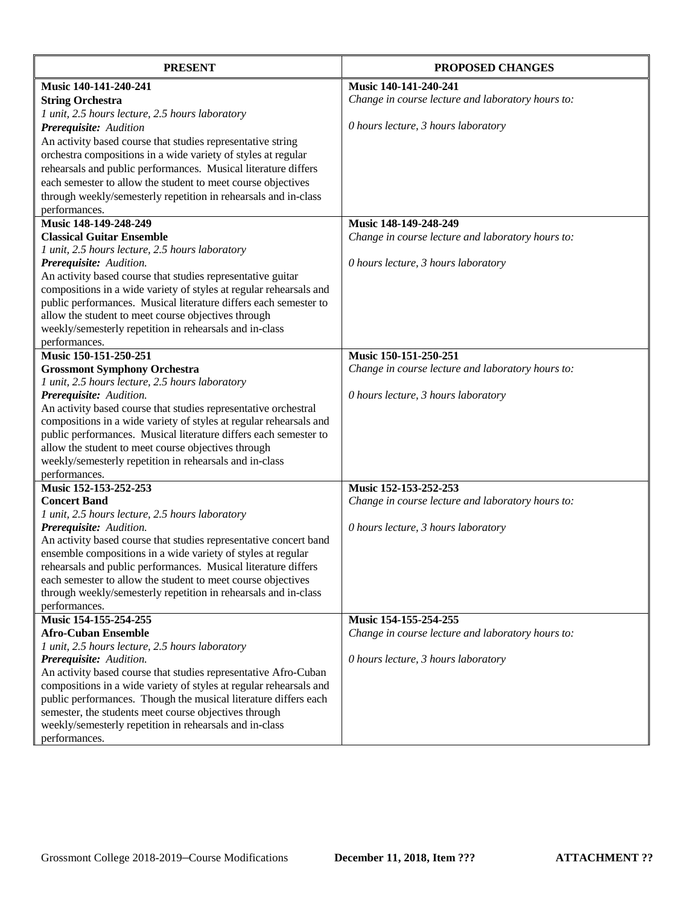| PRESENT | PROPOSED CHANGES |
|---|---|
| **Music 140-141-240-241**<br>**String Orchestra**<br>*1 unit, 2.5 hours lecture, 2.5 hours laboratory*<br>***Prerequisite:*** *Audition*<br>An activity based course that studies representative string orchestra compositions in a wide variety of styles at regular rehearsals and public performances. Musical literature differs each semester to allow the student to meet course objectives through weekly/semesterly repetition in rehearsals and in-class performances. | **Music 140-141-240-241**<br>*Change in course lecture and laboratory hours to:*<br><br>*0 hours lecture, 3 hours laboratory* |
| **Music 148-149-248-249**<br>**Classical Guitar Ensemble**<br>*1 unit, 2.5 hours lecture, 2.5 hours laboratory*<br>***Prerequisite:*** *Audition.*<br>An activity based course that studies representative guitar compositions in a wide variety of styles at regular rehearsals and public performances. Musical literature differs each semester to allow the student to meet course objectives through weekly/semesterly repetition in rehearsals and in-class performances. | **Music 148-149-248-249**<br>*Change in course lecture and laboratory hours to:*<br><br>*0 hours lecture, 3 hours laboratory* |
| **Music 150-151-250-251**<br>**Grossmont Symphony Orchestra**<br>*1 unit, 2.5 hours lecture, 2.5 hours laboratory*<br>***Prerequisite:*** *Audition.*<br>An activity based course that studies representative orchestral compositions in a wide variety of styles at regular rehearsals and public performances. Musical literature differs each semester to allow the student to meet course objectives through weekly/semesterly repetition in rehearsals and in-class performances. | **Music 150-151-250-251**<br>*Change in course lecture and laboratory hours to:*<br><br>*0 hours lecture, 3 hours laboratory* |
| **Music 152-153-252-253**<br>**Concert Band**<br>*1 unit, 2.5 hours lecture, 2.5 hours laboratory*<br>***Prerequisite:*** *Audition.*<br>An activity based course that studies representative concert band ensemble compositions in a wide variety of styles at regular rehearsals and public performances. Musical literature differs each semester to allow the student to meet course objectives through weekly/semesterly repetition in rehearsals and in-class performances. | **Music 152-153-252-253**<br>*Change in course lecture and laboratory hours to:*<br><br>*0 hours lecture, 3 hours laboratory* |
| **Music 154-155-254-255**<br>**Afro-Cuban Ensemble**<br>*1 unit, 2.5 hours lecture, 2.5 hours laboratory*<br>***Prerequisite:*** *Audition.*<br>An activity based course that studies representative Afro-Cuban compositions in a wide variety of styles at regular rehearsals and public performances. Though the musical literature differs each semester, the students meet course objectives through weekly/semesterly repetition in rehearsals and in-class performances. | **Music 154-155-254-255**<br>*Change in course lecture and laboratory hours to:*<br><br>*0 hours lecture, 3 hours laboratory* |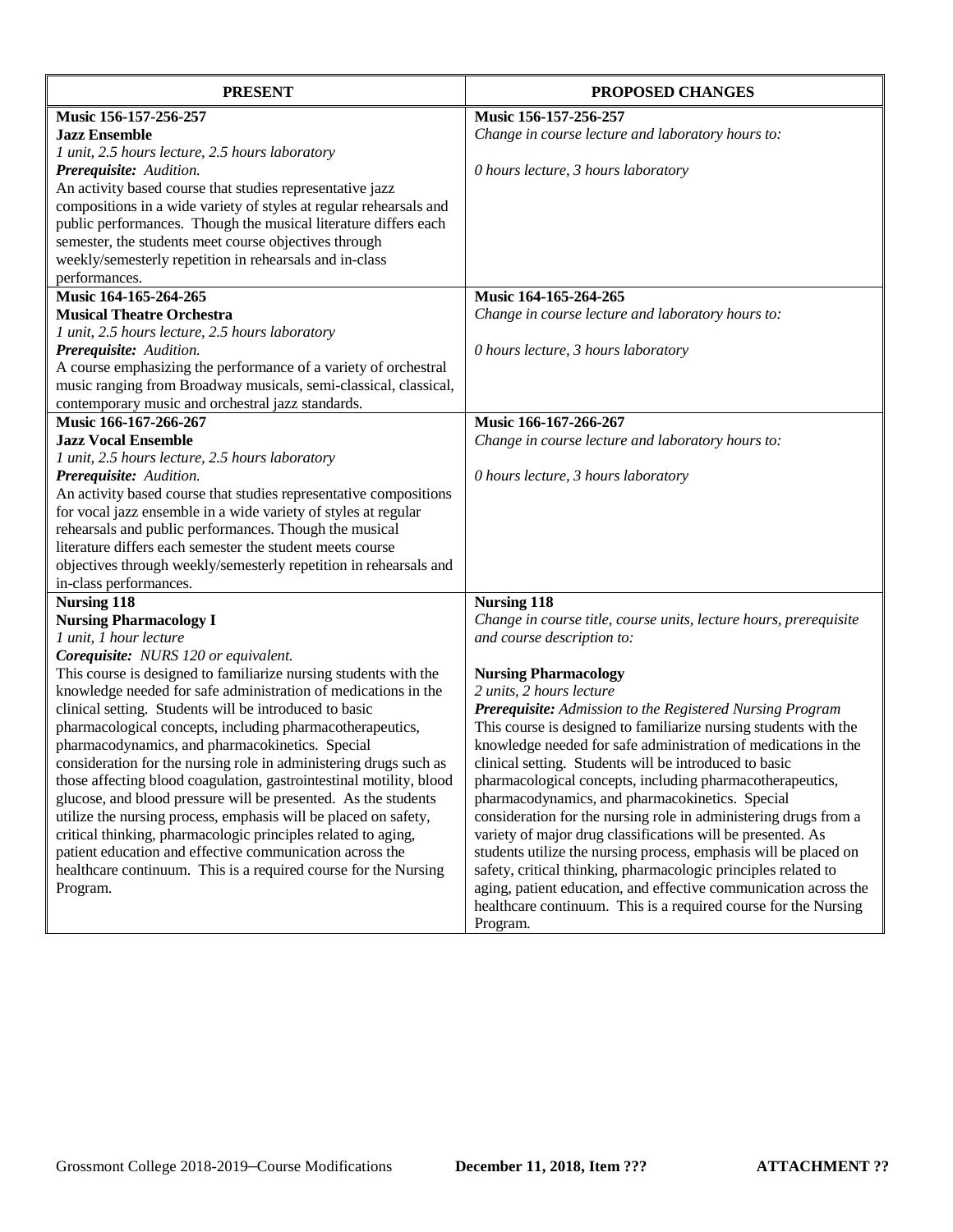| PRESENT | PROPOSED CHANGES |
|---|---|
| **Music 156-157-256-257**<br>**Jazz Ensemble**<br>*1 unit, 2.5 hours lecture, 2.5 hours laboratory*<br>***Prerequisite:*** *Audition.*<br>An activity based course that studies representative jazz compositions in a wide variety of styles at regular rehearsals and public performances. Though the musical literature differs each semester, the students meet course objectives through weekly/semesterly repetition in rehearsals and in-class performances. | **Music 156-157-256-257**<br>*Change in course lecture and laboratory hours to:*<br><br>*0 hours lecture, 3 hours laboratory* |
| **Music 164-165-264-265**<br>**Musical Theatre Orchestra**<br>*1 unit, 2.5 hours lecture, 2.5 hours laboratory*<br>***Prerequisite:*** *Audition.*<br>A course emphasizing the performance of a variety of orchestral music ranging from Broadway musicals, semi-classical, classical, contemporary music and orchestral jazz standards. | **Music 164-165-264-265**<br>*Change in course lecture and laboratory hours to:*<br><br>*0 hours lecture, 3 hours laboratory* |
| **Music 166-167-266-267**<br>**Jazz Vocal Ensemble**<br>*1 unit, 2.5 hours lecture, 2.5 hours laboratory*<br>***Prerequisite:*** *Audition.*<br>An activity based course that studies representative compositions for vocal jazz ensemble in a wide variety of styles at regular rehearsals and public performances. Though the musical literature differs each semester the student meets course objectives through weekly/semesterly repetition in rehearsals and in-class performances. | **Music 166-167-266-267**<br>*Change in course lecture and laboratory hours to:*<br><br>*0 hours lecture, 3 hours laboratory* |
| **Nursing 118**<br>**Nursing Pharmacology I**<br>*1 unit, 1 hour lecture*<br>***Corequisite:*** *NURS 120 or equivalent.*<br>This course is designed to familiarize nursing students with the knowledge needed for safe administration of medications in the clinical setting. Students will be introduced to basic pharmacological concepts, including pharmacotherapeutics, pharmacodynamics, and pharmacokinetics. Special consideration for the nursing role in administering drugs such as those affecting blood coagulation, gastrointestinal motility, blood glucose, and blood pressure will be presented. As the students utilize the nursing process, emphasis will be placed on safety, critical thinking, pharmacologic principles related to aging, patient education and effective communication across the healthcare continuum. This is a required course for the Nursing Program. | **Nursing 118**<br>*Change in course title, course units, lecture hours, prerequisite and course description to:*<br><br>**Nursing Pharmacology**<br>*2 units, 2 hours lecture*<br>***Prerequisite:*** *Admission to the Registered Nursing Program*<br>This course is designed to familiarize nursing students with the knowledge needed for safe administration of medications in the clinical setting. Students will be introduced to basic pharmacological concepts, including pharmacotherapeutics, pharmacodynamics, and pharmacokinetics. Special consideration for the nursing role in administering drugs from a variety of major drug classifications will be presented. As students utilize the nursing process, emphasis will be placed on safety, critical thinking, pharmacologic principles related to aging, patient education, and effective communication across the healthcare continuum. This is a required course for the Nursing Program. |

Grossmont College 2018-2019–Course Modifications **December 11, 2018, Item ???** **ATTACHMENT ??**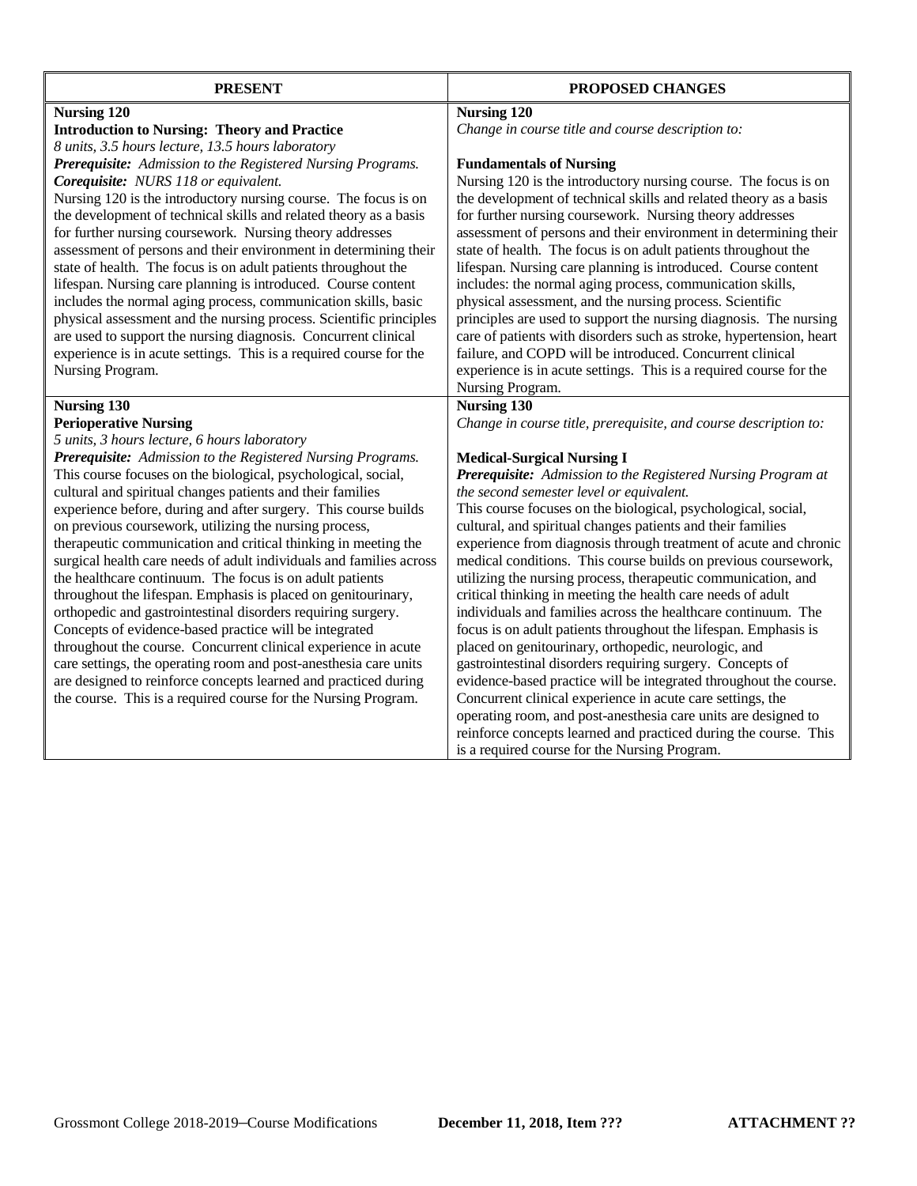| PRESENT | PROPOSED CHANGES |
|---|---|
| **Nursing 120**<br>**Introduction to Nursing: Theory and Practice**<br>*8 units, 3.5 hours lecture, 13.5 hours laboratory*<br>***Prerequisite:*** *Admission to the Registered Nursing Programs.*<br>***Corequisite:*** *NURS 118 or equivalent.*<br>Nursing 120 is the introductory nursing course. The focus is on the development of technical skills and related theory as a basis for further nursing coursework. Nursing theory addresses assessment of persons and their environment in determining their state of health. The focus is on adult patients throughout the lifespan. Nursing care planning is introduced. Course content includes the normal aging process, communication skills, basic physical assessment and the nursing process. Scientific principles are used to support the nursing diagnosis. Concurrent clinical experience is in acute settings. This is a required course for the Nursing Program. | **Nursing 120**<br>*Change in course title and course description to:*<br><br>**Fundamentals of Nursing**<br>Nursing 120 is the introductory nursing course. The focus is on the development of technical skills and related theory as a basis for further nursing coursework. Nursing theory addresses assessment of persons and their environment in determining their state of health. The focus is on adult patients throughout the lifespan. Nursing care planning is introduced. Course content includes: the normal aging process, communication skills, physical assessment, and the nursing process. Scientific principles are used to support the nursing diagnosis. The nursing care of patients with disorders such as stroke, hypertension, heart failure, and COPD will be introduced. Concurrent clinical experience is in acute settings. This is a required course for the Nursing Program. |
| **Nursing 130**<br>**Perioperative Nursing**<br>*5 units, 3 hours lecture, 6 hours laboratory*<br>***Prerequisite:*** *Admission to the Registered Nursing Programs.*<br>This course focuses on the biological, psychological, social, cultural and spiritual changes patients and their families experience before, during and after surgery. This course builds on previous coursework, utilizing the nursing process, therapeutic communication and critical thinking in meeting the surgical health care needs of adult individuals and families across the healthcare continuum. The focus is on adult patients throughout the lifespan. Emphasis is placed on genitourinary, orthopedic and gastrointestinal disorders requiring surgery. Concepts of evidence-based practice will be integrated throughout the course. Concurrent clinical experience in acute care settings, the operating room and post-anesthesia care units are designed to reinforce concepts learned and practiced during the course. This is a required course for the Nursing Program. | **Nursing 130**<br>*Change in course title, prerequisite, and course description to:*<br><br>**Medical-Surgical Nursing I**<br>***Prerequisite:*** *Admission to the Registered Nursing Program at the second semester level or equivalent.*<br>This course focuses on the biological, psychological, social, cultural, and spiritual changes patients and their families experience from diagnosis through treatment of acute and chronic medical conditions. This course builds on previous coursework, utilizing the nursing process, therapeutic communication, and critical thinking in meeting the health care needs of adult individuals and families across the healthcare continuum. The focus is on adult patients throughout the lifespan. Emphasis is placed on genitourinary, orthopedic, neurologic, and gastrointestinal disorders requiring surgery. Concepts of evidence-based practice will be integrated throughout the course. Concurrent clinical experience in acute care settings, the operating room, and post-anesthesia care units are designed to reinforce concepts learned and practiced during the course. This is a required course for the Nursing Program. |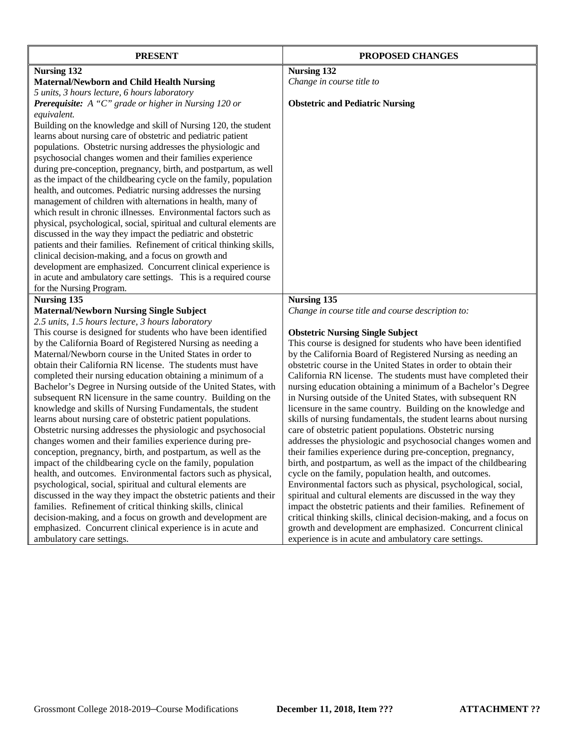| PRESENT | PROPOSED CHANGES |
|---|---|
| **Nursing 132**<br>**Maternal/Newborn and Child Health Nursing**<br>*5 units, 3 hours lecture, 6 hours laboratory*<br>***Prerequisite:*** *A "C" grade or higher in Nursing 120 or equivalent.*<br>Building on the knowledge and skill of Nursing 120, the student learns about nursing care of obstetric and pediatric patient populations. Obstetric nursing addresses the physiologic and psychosocial changes women and their families experience during pre-conception, pregnancy, birth, and postpartum, as well as the impact of the childbearing cycle on the family, population health, and outcomes. Pediatric nursing addresses the nursing management of children with alternations in health, many of which result in chronic illnesses. Environmental factors such as physical, psychological, social, spiritual and cultural elements are discussed in the way they impact the pediatric and obstetric patients and their families. Refinement of critical thinking skills, clinical decision-making, and a focus on growth and development are emphasized. Concurrent clinical experience is in acute and ambulatory care settings. This is a required course for the Nursing Program. | **Nursing 132**<br>*Change in course title to*<br><br>**Obstetric and Pediatric Nursing** |
| **Nursing 135**<br>**Maternal/Newborn Nursing Single Subject**<br>*2.5 units, 1.5 hours lecture, 3 hours laboratory*<br>This course is designed for students who have been identified by the California Board of Registered Nursing as needing a Maternal/Newborn course in the United States in order to obtain their California RN license. The students must have completed their nursing education obtaining a minimum of a Bachelor's Degree in Nursing outside of the United States, with subsequent RN licensure in the same country. Building on the knowledge and skills of Nursing Fundamentals, the student learns about nursing care of obstetric patient populations. Obstetric nursing addresses the physiologic and psychosocial changes women and their families experience during pre-conception, pregnancy, birth, and postpartum, as well as the impact of the childbearing cycle on the family, population health, and outcomes. Environmental factors such as physical, psychological, social, spiritual and cultural elements are discussed in the way they impact the obstetric patients and their families. Refinement of critical thinking skills, clinical decision-making, and a focus on growth and development are emphasized. Concurrent clinical experience is in acute and ambulatory care settings. | **Nursing 135**<br>*Change in course title and course description to:*<br><br>**Obstetric Nursing Single Subject**<br>This course is designed for students who have been identified by the California Board of Registered Nursing as needing an obstetric course in the United States in order to obtain their California RN license. The students must have completed their nursing education obtaining a minimum of a Bachelor's Degree in Nursing outside of the United States, with subsequent RN licensure in the same country. Building on the knowledge and skills of nursing fundamentals, the student learns about nursing care of obstetric patient populations. Obstetric nursing addresses the physiologic and psychosocial changes women and their families experience during pre-conception, pregnancy, birth, and postpartum, as well as the impact of the childbearing cycle on the family, population health, and outcomes. Environmental factors such as physical, psychological, social, spiritual and cultural elements are discussed in the way they impact the obstetric patients and their families. Refinement of critical thinking skills, clinical decision-making, and a focus on growth and development are emphasized. Concurrent clinical experience is in acute and ambulatory care settings. |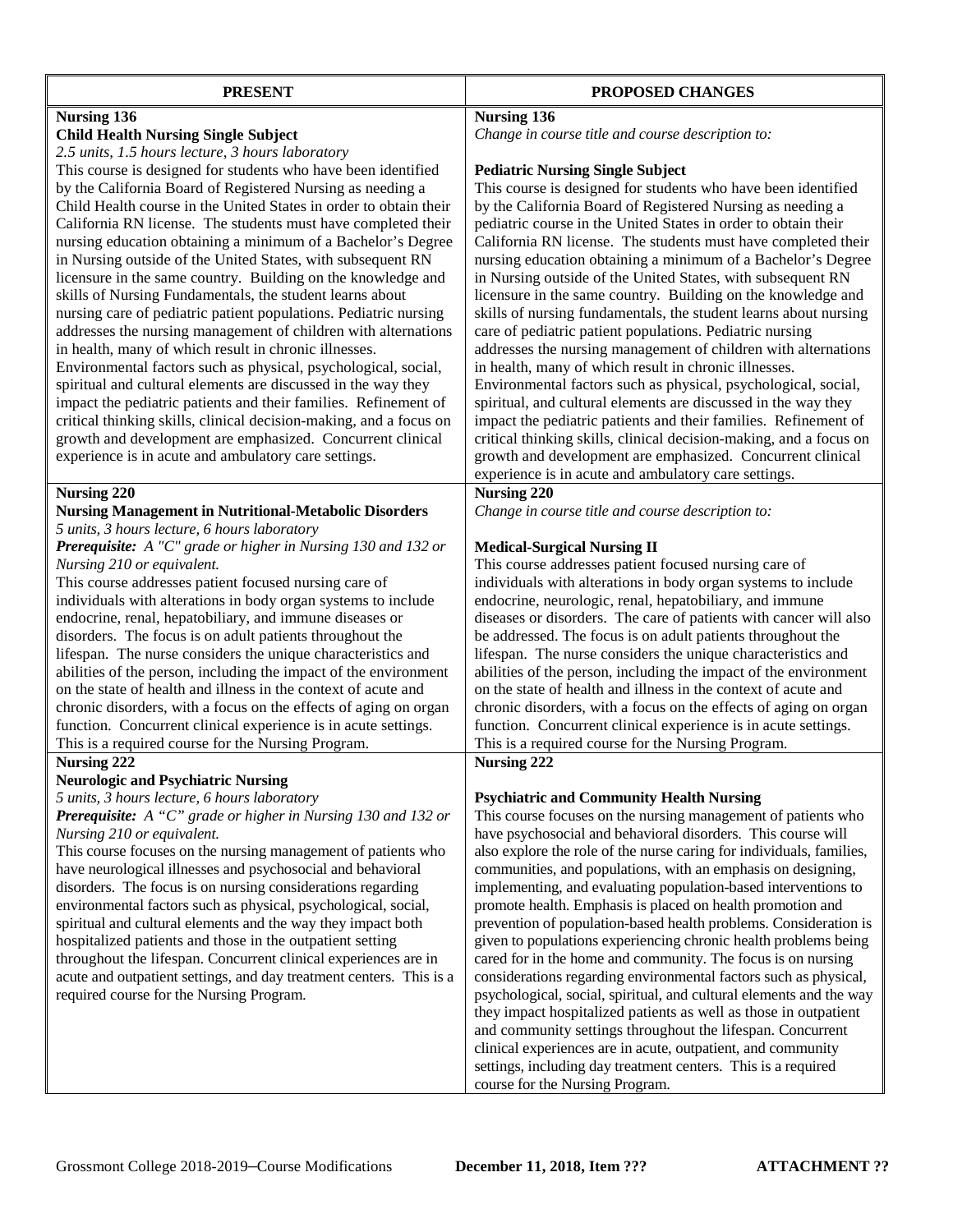| PRESENT | PROPOSED CHANGES |
|---|---|
| **Nursing 136**<br>**Child Health Nursing Single Subject**<br>*2.5 units, 1.5 hours lecture, 3 hours laboratory*<br>This course is designed for students who have been identified by the California Board of Registered Nursing as needing a Child Health course in the United States in order to obtain their California RN license. The students must have completed their nursing education obtaining a minimum of a Bachelor's Degree in Nursing outside of the United States, with subsequent RN licensure in the same country. Building on the knowledge and skills of Nursing Fundamentals, the student learns about nursing care of pediatric patient populations. Pediatric nursing addresses the nursing management of children with alternations in health, many of which result in chronic illnesses. Environmental factors such as physical, psychological, social, spiritual and cultural elements are discussed in the way they impact the pediatric patients and their families. Refinement of critical thinking skills, clinical decision-making, and a focus on growth and development are emphasized. Concurrent clinical experience is in acute and ambulatory care settings. | **Nursing 136**<br>*Change in course title and course description to:*<br><br>**Pediatric Nursing Single Subject**<br>This course is designed for students who have been identified by the California Board of Registered Nursing as needing a pediatric course in the United States in order to obtain their California RN license. The students must have completed their nursing education obtaining a minimum of a Bachelor's Degree in Nursing outside of the United States, with subsequent RN licensure in the same country. Building on the knowledge and skills of nursing fundamentals, the student learns about nursing care of pediatric patient populations. Pediatric nursing addresses the nursing management of children with alternations in health, many of which result in chronic illnesses. Environmental factors such as physical, psychological, social, spiritual, and cultural elements are discussed in the way they impact the pediatric patients and their families. Refinement of critical thinking skills, clinical decision-making, and a focus on growth and development are emphasized. Concurrent clinical experience is in acute and ambulatory care settings. |
| **Nursing 220**<br>**Nursing Management in Nutritional-Metabolic Disorders**<br>*5 units, 3 hours lecture, 6 hours laboratory*<br>***Prerequisite:*** *A "C" grade or higher in Nursing 130 and 132 or Nursing 210 or equivalent.*<br>This course addresses patient focused nursing care of individuals with alterations in body organ systems to include endocrine, renal, hepatobiliary, and immune diseases or disorders. The focus is on adult patients throughout the lifespan. The nurse considers the unique characteristics and abilities of the person, including the impact of the environment on the state of health and illness in the context of acute and chronic disorders, with a focus on the effects of aging on organ function. Concurrent clinical experience is in acute settings. This is a required course for the Nursing Program. | **Nursing 220**<br>*Change in course title and course description to:*<br><br>**Medical-Surgical Nursing II**<br>This course addresses patient focused nursing care of individuals with alterations in body organ systems to include endocrine, neurologic, renal, hepatobiliary, and immune diseases or disorders. The care of patients with cancer will also be addressed. The focus is on adult patients throughout the lifespan. The nurse considers the unique characteristics and abilities of the person, including the impact of the environment on the state of health and illness in the context of acute and chronic disorders, with a focus on the effects of aging on organ function. Concurrent clinical experience is in acute settings. This is a required course for the Nursing Program. |
| **Nursing 222**<br>**Neurologic and Psychiatric Nursing**<br>*5 units, 3 hours lecture, 6 hours laboratory*<br>***Prerequisite:*** *A "C" grade or higher in Nursing 130 and 132 or Nursing 210 or equivalent.*<br>This course focuses on the nursing management of patients who have neurological illnesses and psychosocial and behavioral disorders. The focus is on nursing considerations regarding environmental factors such as physical, psychological, social, spiritual and cultural elements and the way they impact both hospitalized patients and those in the outpatient setting throughout the lifespan. Concurrent clinical experiences are in acute and outpatient settings, and day treatment centers. This is a required course for the Nursing Program. | **Nursing 222**<br><br>**Psychiatric and Community Health Nursing**<br>This course focuses on the nursing management of patients who have psychosocial and behavioral disorders. This course will also explore the role of the nurse caring for individuals, families, communities, and populations, with an emphasis on designing, implementing, and evaluating population-based interventions to promote health. Emphasis is placed on health promotion and prevention of population-based health problems. Consideration is given to populations experiencing chronic health problems being cared for in the home and community. The focus is on nursing considerations regarding environmental factors such as physical, psychological, social, spiritual, and cultural elements and the way they impact hospitalized patients as well as those in outpatient and community settings throughout the lifespan. Concurrent clinical experiences are in acute, outpatient, and community settings, including day treatment centers. This is a required course for the Nursing Program. |

Grossmont College 2018-2019–Course Modifications **December 11, 2018, Item ???** **ATTACHMENT ??**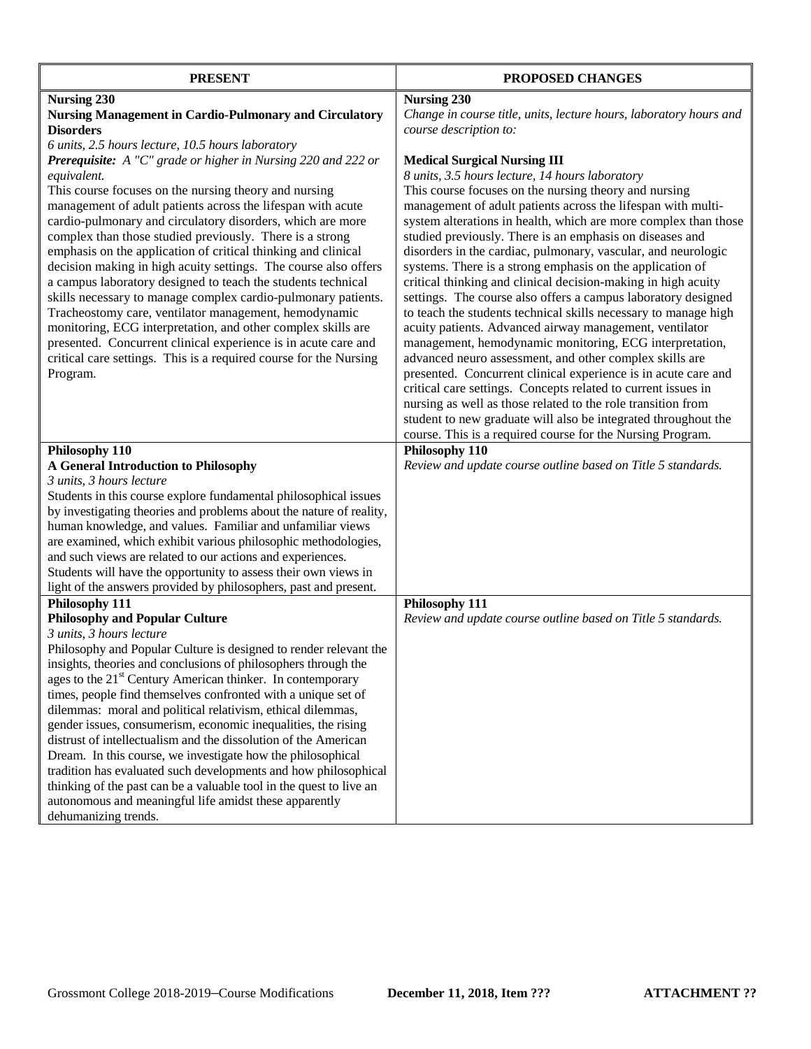| PRESENT | PROPOSED CHANGES |
|---|---|
| **Nursing 230**<br>**Nursing Management in Cardio-Pulmonary and Circulatory Disorders**<br>*6 units, 2.5 hours lecture, 10.5 hours laboratory*<br>***Prerequisite:*** *A "C" grade or higher in Nursing 220 and 222 or equivalent.*<br>This course focuses on the nursing theory and nursing management of adult patients across the lifespan with acute cardio-pulmonary and circulatory disorders, which are more complex than those studied previously. There is a strong emphasis on the application of critical thinking and clinical decision making in high acuity settings. The course also offers a campus laboratory designed to teach the students technical skills necessary to manage complex cardio-pulmonary patients. Tracheostomy care, ventilator management, hemodynamic monitoring, ECG interpretation, and other complex skills are presented. Concurrent clinical experience is in acute care and critical care settings. This is a required course for the Nursing Program. | **Nursing 230**<br>*Change in course title, units, lecture hours, laboratory hours and course description to:*<br><br>**Medical Surgical Nursing III**<br>*8 units, 3.5 hours lecture, 14 hours laboratory*<br>This course focuses on the nursing theory and nursing management of adult patients across the lifespan with multi-system alterations in health, which are more complex than those studied previously. There is an emphasis on diseases and disorders in the cardiac, pulmonary, vascular, and neurologic systems. There is a strong emphasis on the application of critical thinking and clinical decision-making in high acuity settings. The course also offers a campus laboratory designed to teach the students technical skills necessary to manage high acuity patients. Advanced airway management, ventilator management, hemodynamic monitoring, ECG interpretation, advanced neuro assessment, and other complex skills are presented. Concurrent clinical experience is in acute care and critical care settings. Concepts related to current issues in nursing as well as those related to the role transition from student to new graduate will also be integrated throughout the course. This is a required course for the Nursing Program. |
| **Philosophy 110**<br>**A General Introduction to Philosophy**<br>*3 units, 3 hours lecture*<br>Students in this course explore fundamental philosophical issues by investigating theories and problems about the nature of reality, human knowledge, and values. Familiar and unfamiliar views are examined, which exhibit various philosophic methodologies, and such views are related to our actions and experiences. Students will have the opportunity to assess their own views in light of the answers provided by philosophers, past and present. | **Philosophy 110**<br>*Review and update course outline based on Title 5 standards.* |
| **Philosophy 111**<br>**Philosophy and Popular Culture**<br>*3 units, 3 hours lecture*<br>Philosophy and Popular Culture is designed to render relevant the insights, theories and conclusions of philosophers through the ages to the 21st Century American thinker. In contemporary times, people find themselves confronted with a unique set of dilemmas: moral and political relativism, ethical dilemmas, gender issues, consumerism, economic inequalities, the rising distrust of intellectualism and the dissolution of the American Dream. In this course, we investigate how the philosophical tradition has evaluated such developments and how philosophical thinking of the past can be a valuable tool in the quest to live an autonomous and meaningful life amidst these apparently dehumanizing trends. | **Philosophy 111**<br>*Review and update course outline based on Title 5 standards.* |

Grossmont College 2018-2019–Course Modifications **December 11, 2018, Item ???** **ATTACHMENT ??**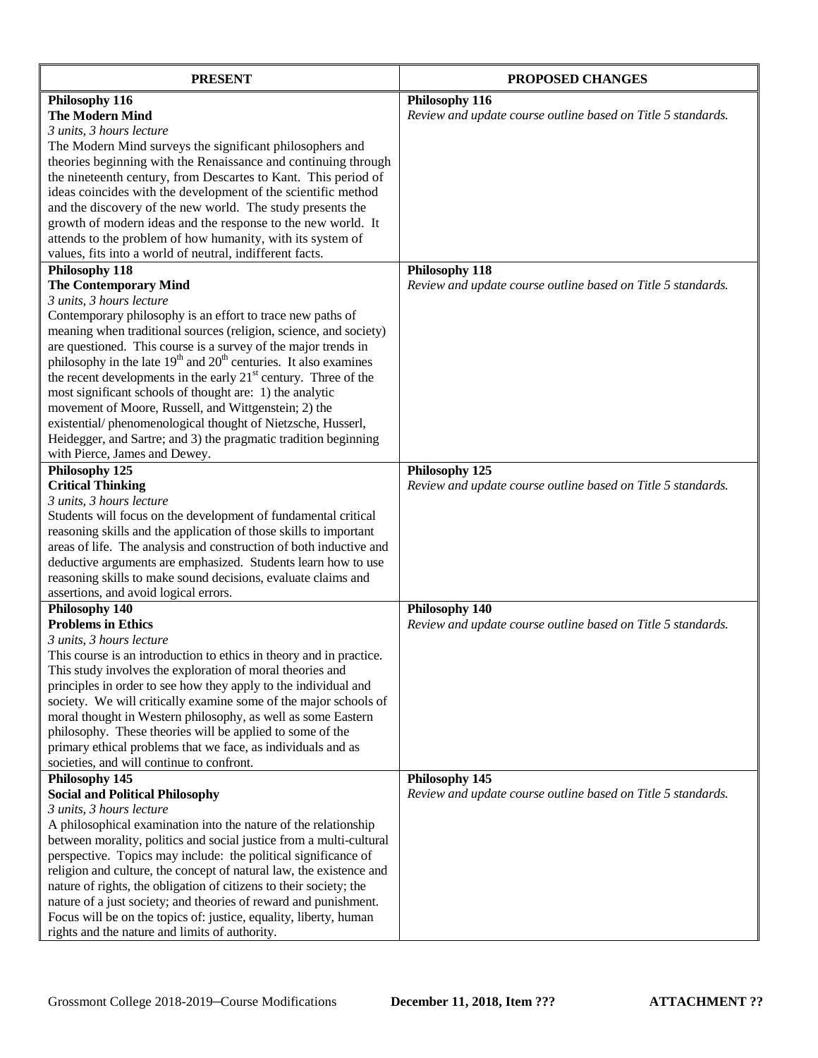| PRESENT | PROPOSED CHANGES |
|---|---|
| **Philosophy 116**<br>**The Modern Mind**<br>*3 units, 3 hours lecture*<br>The Modern Mind surveys the significant philosophers and theories beginning with the Renaissance and continuing through the nineteenth century, from Descartes to Kant. This period of ideas coincides with the development of the scientific method and the discovery of the new world. The study presents the growth of modern ideas and the response to the new world. It attends to the problem of how humanity, with its system of values, fits into a world of neutral, indifferent facts. | **Philosophy 116**<br>*Review and update course outline based on Title 5 standards.* |
| **Philosophy 118**<br>**The Contemporary Mind**<br>*3 units, 3 hours lecture*<br>Contemporary philosophy is an effort to trace new paths of meaning when traditional sources (religion, science, and society) are questioned. This course is a survey of the major trends in philosophy in the late 19th and 20th centuries. It also examines the recent developments in the early 21st century. Three of the most significant schools of thought are: 1) the analytic movement of Moore, Russell, and Wittgenstein; 2) the existential/ phenomenological thought of Nietzsche, Husserl, Heidegger, and Sartre; and 3) the pragmatic tradition beginning with Pierce, James and Dewey. | **Philosophy 118**<br>*Review and update course outline based on Title 5 standards.* |
| **Philosophy 125**<br>**Critical Thinking**<br>*3 units, 3 hours lecture*<br>Students will focus on the development of fundamental critical reasoning skills and the application of those skills to important areas of life. The analysis and construction of both inductive and deductive arguments are emphasized. Students learn how to use reasoning skills to make sound decisions, evaluate claims and assertions, and avoid logical errors. | **Philosophy 125**<br>*Review and update course outline based on Title 5 standards.* |
| **Philosophy 140**<br>**Problems in Ethics**<br>*3 units, 3 hours lecture*<br>This course is an introduction to ethics in theory and in practice. This study involves the exploration of moral theories and principles in order to see how they apply to the individual and society. We will critically examine some of the major schools of moral thought in Western philosophy, as well as some Eastern philosophy. These theories will be applied to some of the primary ethical problems that we face, as individuals and as societies, and will continue to confront. | **Philosophy 140**<br>*Review and update course outline based on Title 5 standards.* |
| **Philosophy 145**<br>**Social and Political Philosophy**<br>*3 units, 3 hours lecture*<br>A philosophical examination into the nature of the relationship between morality, politics and social justice from a multi-cultural perspective. Topics may include: the political significance of religion and culture, the concept of natural law, the existence and nature of rights, the obligation of citizens to their society; the nature of a just society; and theories of reward and punishment. Focus will be on the topics of: justice, equality, liberty, human rights and the nature and limits of authority. | **Philosophy 145**<br>*Review and update course outline based on Title 5 standards.* |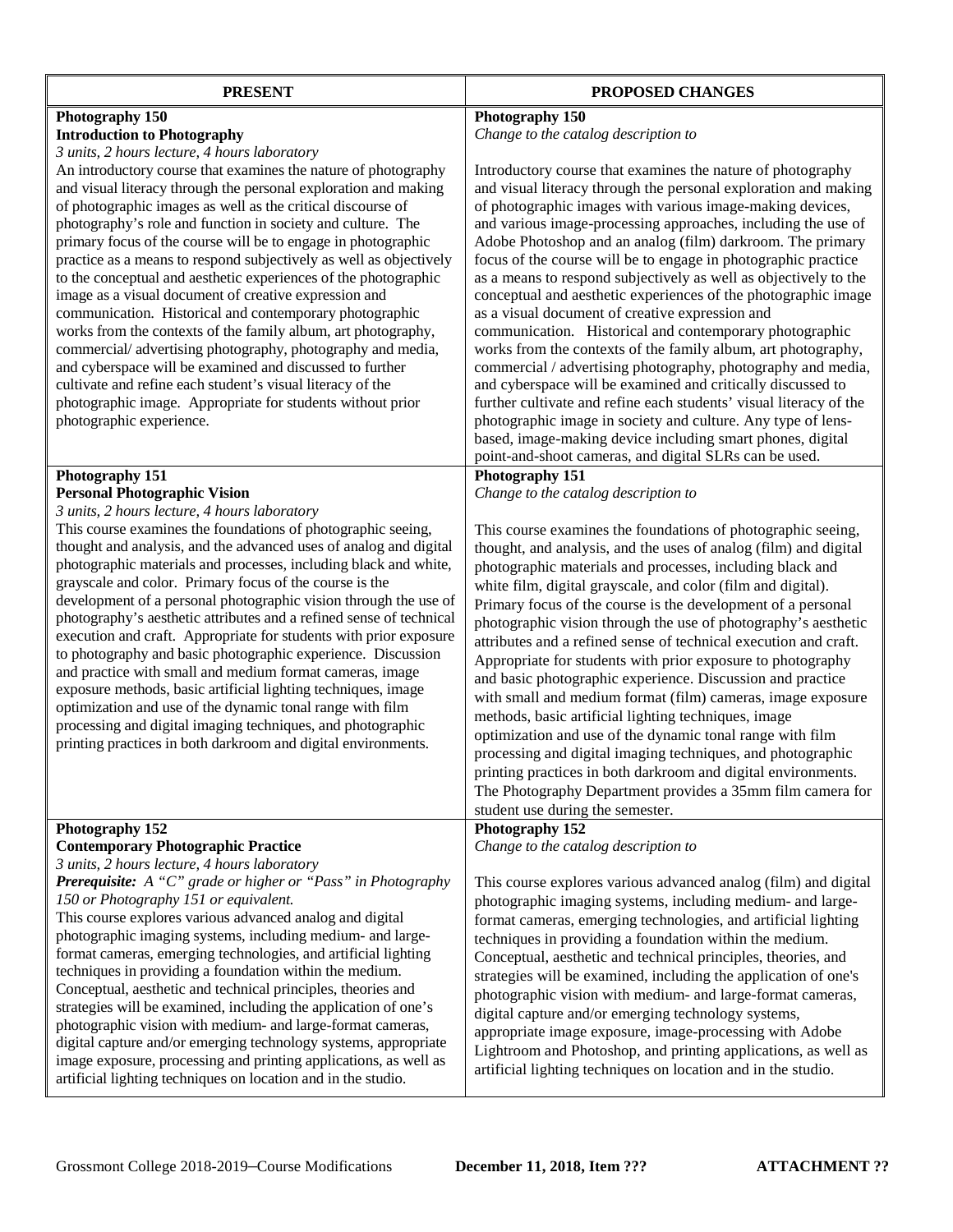| PRESENT | PROPOSED CHANGES |
|---|---|
| **Photography 150**<br>**Introduction to Photography**<br>*3 units, 2 hours lecture, 4 hours laboratory*<br>An introductory course that examines the nature of photography and visual literacy through the personal exploration and making of photographic images as well as the critical discourse of photography's role and function in society and culture. The primary focus of the course will be to engage in photographic practice as a means to respond subjectively as well as objectively to the conceptual and aesthetic experiences of the photographic image as a visual document of creative expression and communication. Historical and contemporary photographic works from the contexts of the family album, art photography, commercial/ advertising photography, photography and media, and cyberspace will be examined and discussed to further cultivate and refine each student's visual literacy of the photographic image. Appropriate for students without prior photographic experience. | **Photography 150**<br>*Change to the catalog description to*<br><br>Introductory course that examines the nature of photography and visual literacy through the personal exploration and making of photographic images with various image-making devices, and various image-processing approaches, including the use of Adobe Photoshop and an analog (film) darkroom. The primary focus of the course will be to engage in photographic practice as a means to respond subjectively as well as objectively to the conceptual and aesthetic experiences of the photographic image as a visual document of creative expression and communication. Historical and contemporary photographic works from the contexts of the family album, art photography, commercial / advertising photography, photography and media, and cyberspace will be examined and critically discussed to further cultivate and refine each students' visual literacy of the photographic image in society and culture. Any type of lens-based, image-making device including smart phones, digital point-and-shoot cameras, and digital SLRs can be used. |
| **Photography 151**<br>**Personal Photographic Vision**<br>*3 units, 2 hours lecture, 4 hours laboratory*<br>This course examines the foundations of photographic seeing, thought and analysis, and the advanced uses of analog and digital photographic materials and processes, including black and white, grayscale and color. Primary focus of the course is the development of a personal photographic vision through the use of photography's aesthetic attributes and a refined sense of technical execution and craft. Appropriate for students with prior exposure to photography and basic photographic experience. Discussion and practice with small and medium format cameras, image exposure methods, basic artificial lighting techniques, image optimization and use of the dynamic tonal range with film processing and digital imaging techniques, and photographic printing practices in both darkroom and digital environments. | **Photography 151**<br>*Change to the catalog description to*<br><br>This course examines the foundations of photographic seeing, thought, and analysis, and the uses of analog (film) and digital photographic materials and processes, including black and white film, digital grayscale, and color (film and digital). Primary focus of the course is the development of a personal photographic vision through the use of photography's aesthetic attributes and a refined sense of technical execution and craft. Appropriate for students with prior exposure to photography and basic photographic experience. Discussion and practice with small and medium format (film) cameras, image exposure methods, basic artificial lighting techniques, image optimization and use of the dynamic tonal range with film processing and digital imaging techniques, and photographic printing practices in both darkroom and digital environments. The Photography Department provides a 35mm film camera for student use during the semester. |
| **Photography 152**<br>**Contemporary Photographic Practice**<br>*3 units, 2 hours lecture, 4 hours laboratory*<br>***Prerequisite:*** *A "C" grade or higher or "Pass" in Photography 150 or Photography 151 or equivalent.*<br>This course explores various advanced analog and digital photographic imaging systems, including medium- and large-format cameras, emerging technologies, and artificial lighting techniques in providing a foundation within the medium. Conceptual, aesthetic and technical principles, theories and strategies will be examined, including the application of one's photographic vision with medium- and large-format cameras, digital capture and/or emerging technology systems, appropriate image exposure, processing and printing applications, as well as artificial lighting techniques on location and in the studio. | **Photography 152**<br>*Change to the catalog description to*<br><br>This course explores various advanced analog (film) and digital photographic imaging systems, including medium- and large-format cameras, emerging technologies, and artificial lighting techniques in providing a foundation within the medium. Conceptual, aesthetic and technical principles, theories, and strategies will be examined, including the application of one's photographic vision with medium- and large-format cameras, digital capture and/or emerging technology systems, appropriate image exposure, image-processing with Adobe Lightroom and Photoshop, and printing applications, as well as artificial lighting techniques on location and in the studio. |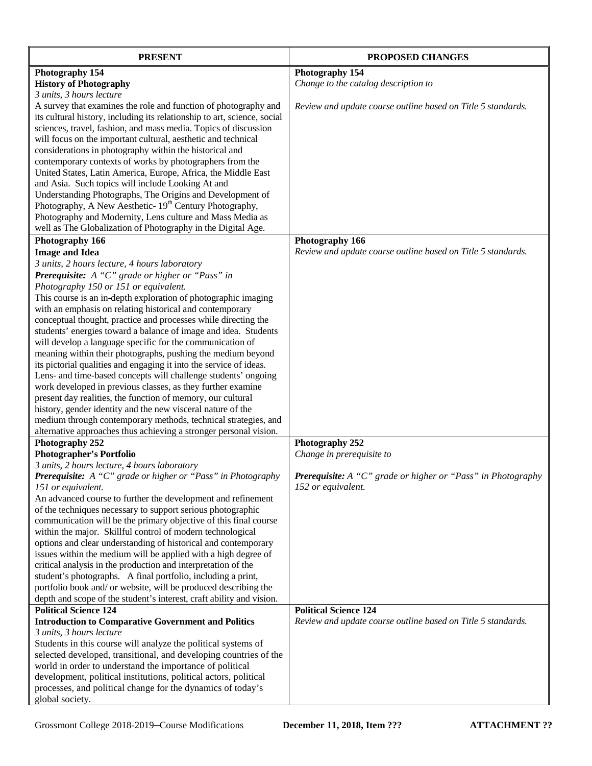| PRESENT | PROPOSED CHANGES |
|---|---|
| **Photography 154**<br>**History of Photography**<br>*3 units, 3 hours lecture*<br>A survey that examines the role and function of photography and its cultural history, including its relationship to art, science, social sciences, travel, fashion, and mass media. Topics of discussion will focus on the important cultural, aesthetic and technical considerations in photography within the historical and contemporary contexts of works by photographers from the United States, Latin America, Europe, Africa, the Middle East and Asia. Such topics will include Looking At and Understanding Photographs, The Origins and Development of Photography, A New Aesthetic- 19th Century Photography, Photography and Modernity, Lens culture and Mass Media as well as The Globalization of Photography in the Digital Age. | **Photography 154**<br>*Change to the catalog description to*<br><br>*Review and update course outline based on Title 5 standards.* |
| **Photography 166**<br>**Image and Idea**<br>*3 units, 2 hours lecture, 4 hours laboratory*<br>***Prerequisite:*** *A "C" grade or higher or "Pass" in Photography 150 or 151 or equivalent.*<br>This course is an in-depth exploration of photographic imaging with an emphasis on relating historical and contemporary conceptual thought, practice and processes while directing the students' energies toward a balance of image and idea. Students will develop a language specific for the communication of meaning within their photographs, pushing the medium beyond its pictorial qualities and engaging it into the service of ideas. Lens- and time-based concepts will challenge students' ongoing work developed in previous classes, as they further examine present day realities, the function of memory, our cultural history, gender identity and the new visceral nature of the medium through contemporary methods, technical strategies, and alternative approaches thus achieving a stronger personal vision. | **Photography 166**<br>*Review and update course outline based on Title 5 standards.* |
| **Photography 252**<br>**Photographer's Portfolio**<br>*3 units, 2 hours lecture, 4 hours laboratory*<br>***Prerequisite:*** *A "C" grade or higher or "Pass" in Photography 151 or equivalent.*<br>An advanced course to further the development and refinement of the techniques necessary to support serious photographic communication will be the primary objective of this final course within the major. Skillful control of modern technological options and clear understanding of historical and contemporary issues within the medium will be applied with a high degree of critical analysis in the production and interpretation of the student's photographs. A final portfolio, including a print, portfolio book and/ or website, will be produced describing the depth and scope of the student's interest, craft ability and vision. | **Photography 252**<br>*Change in prerequisite to*<br><br>***Prerequisite:*** *A "C" grade or higher or "Pass" in Photography 152 or equivalent.* |
| **Political Science 124**<br>**Introduction to Comparative Government and Politics**<br>*3 units, 3 hours lecture*<br>Students in this course will analyze the political systems of selected developed, transitional, and developing countries of the world in order to understand the importance of political development, political institutions, political actors, political processes, and political change for the dynamics of today's global society. | **Political Science 124**<br>*Review and update course outline based on Title 5 standards.* |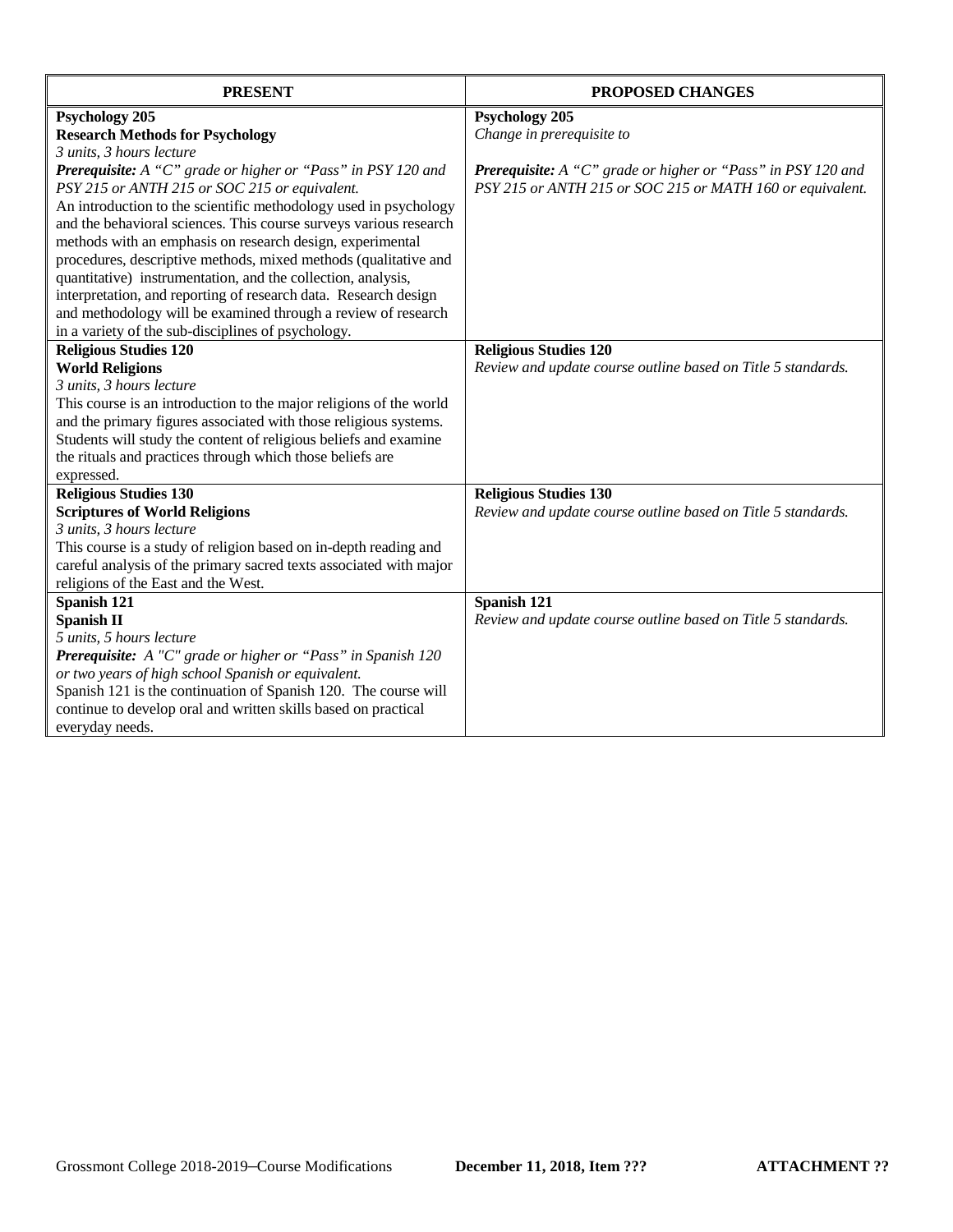| PRESENT | PROPOSED CHANGES |
|---|---|
| **Psychology 205**<br>**Research Methods for Psychology**<br>*3 units, 3 hours lecture*<br>***Prerequisite:*** *A "C" grade or higher or "Pass" in PSY 120 and PSY 215 or ANTH 215 or SOC 215 or equivalent.*<br>An introduction to the scientific methodology used in psychology and the behavioral sciences. This course surveys various research methods with an emphasis on research design, experimental procedures, descriptive methods, mixed methods (qualitative and quantitative) instrumentation, and the collection, analysis, interpretation, and reporting of research data. Research design and methodology will be examined through a review of research in a variety of the sub-disciplines of psychology. | **Psychology 205**<br>*Change in prerequisite to*<br><br>***Prerequisite:*** *A "C" grade or higher or "Pass" in PSY 120 and PSY 215 or ANTH 215 or SOC 215 or MATH 160 or equivalent.* |
| **Religious Studies 120**<br>**World Religions**<br>*3 units, 3 hours lecture*<br>This course is an introduction to the major religions of the world and the primary figures associated with those religious systems. Students will study the content of religious beliefs and examine the rituals and practices through which those beliefs are expressed. | **Religious Studies 120**<br>*Review and update course outline based on Title 5 standards.* |
| **Religious Studies 130**<br>**Scriptures of World Religions**<br>*3 units, 3 hours lecture*<br>This course is a study of religion based on in-depth reading and careful analysis of the primary sacred texts associated with major religions of the East and the West. | **Religious Studies 130**<br>*Review and update course outline based on Title 5 standards.* |
| **Spanish 121**<br>**Spanish II**<br>*5 units, 5 hours lecture*<br>***Prerequisite:*** *A "C" grade or higher or "Pass" in Spanish 120 or two years of high school Spanish or equivalent.*<br>Spanish 121 is the continuation of Spanish 120. The course will continue to develop oral and written skills based on practical everyday needs. | **Spanish 121**<br>*Review and update course outline based on Title 5 standards.* |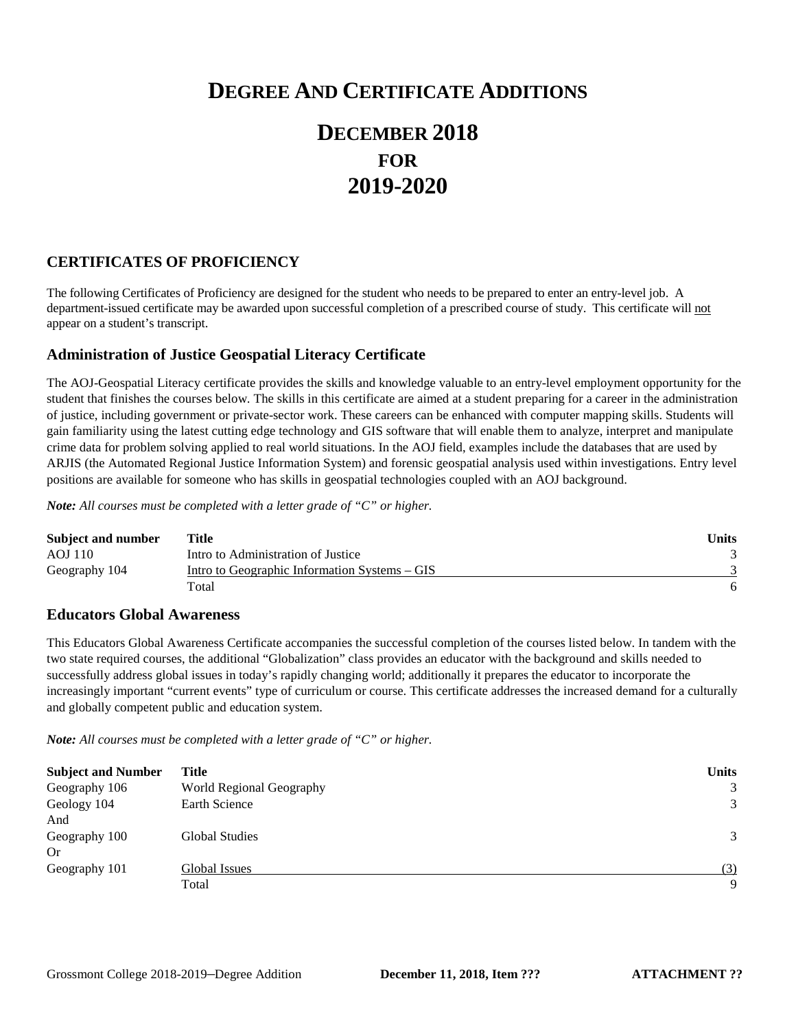# Degree And Certificate Additions

# December 2018
# FOR
# 2019-2020

## CERTIFICATES OF PROFICIENCY

The following Certificates of Proficiency are designed for the student who needs to be prepared to enter an entry-level job. A department-issued certificate may be awarded upon successful completion of a prescribed course of study. This certificate will not appear on a student's transcript.

### Administration of Justice Geospatial Literacy Certificate

The AOJ-Geospatial Literacy certificate provides the skills and knowledge valuable to an entry-level employment opportunity for the student that finishes the courses below. The skills in this certificate are aimed at a student preparing for a career in the administration of justice, including government or private-sector work. These careers can be enhanced with computer mapping skills. Students will gain familiarity using the latest cutting edge technology and GIS software that will enable them to analyze, interpret and manipulate crime data for problem solving applied to real world situations. In the AOJ field, examples include the databases that are used by ARJIS (the Automated Regional Justice Information System) and forensic geospatial analysis used within investigations. Entry level positions are available for someone who has skills in geospatial technologies coupled with an AOJ background.

***Note:*** *All courses must be completed with a letter grade of "C" or higher.*

| Subject and number | Title | Units |
|---|---|---|
| AOJ 110 | Intro to Administration of Justice | 3 |
| Geography 104 | Intro to Geographic Information Systems – GIS | 3 |
| | Total | 6 |

### Educators Global Awareness

This Educators Global Awareness Certificate accompanies the successful completion of the courses listed below. In tandem with the two state required courses, the additional "Globalization" class provides an educator with the background and skills needed to successfully address global issues in today's rapidly changing world; additionally it prepares the educator to incorporate the increasingly important "current events" type of curriculum or course. This certificate addresses the increased demand for a culturally and globally competent public and education system.

***Note:*** *All courses must be completed with a letter grade of "C" or higher.*

| Subject and Number | Title | Units |
|---|---|---|
| Geography 106 | World Regional Geography | 3 |
| Geology 104 | Earth Science | 3 |
| And | | |
| Geography 100 | Global Studies | 3 |
| Or | | |
| Geography 101 | Global Issues | (3) |
| | Total | 9 |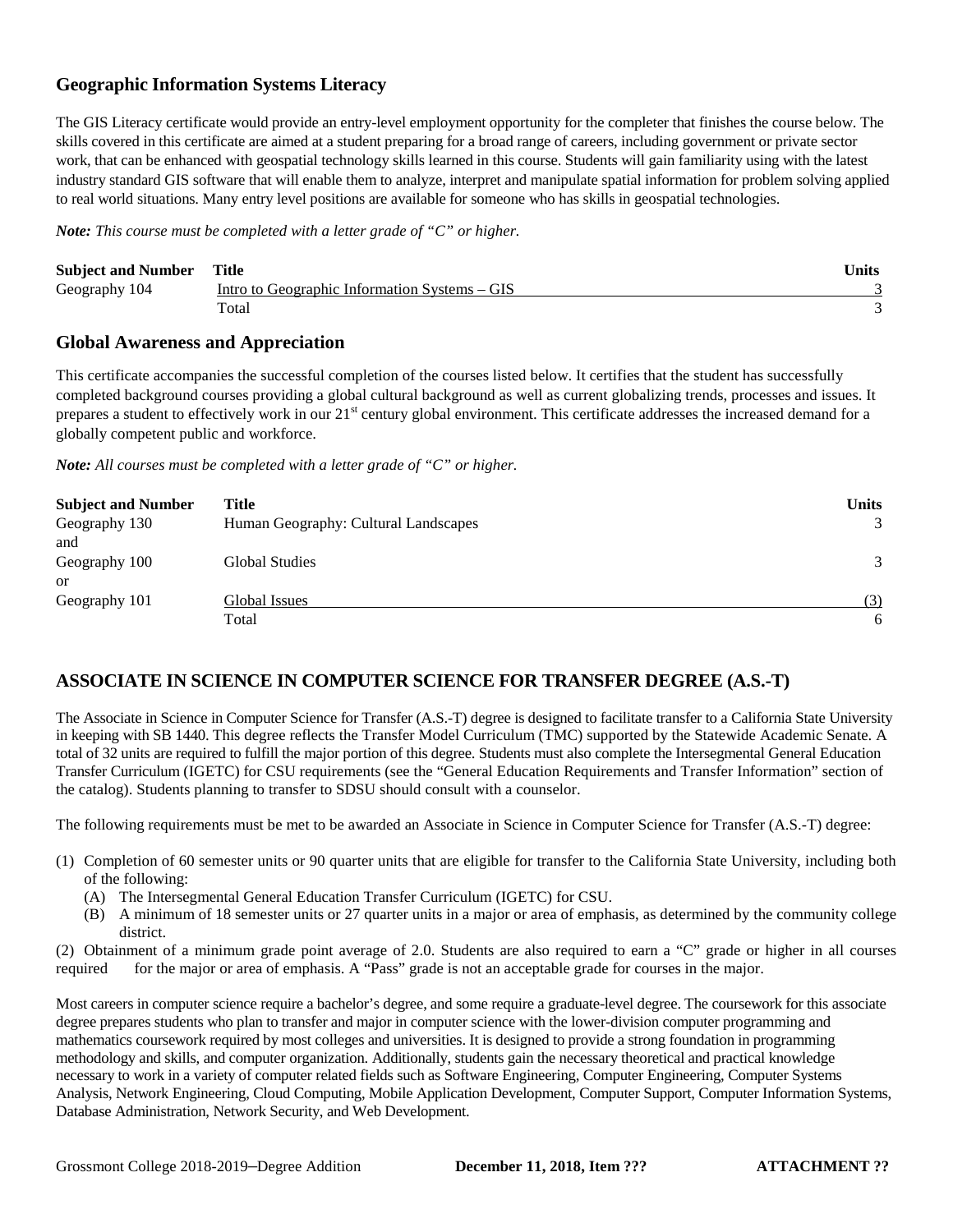## Geographic Information Systems Literacy

The GIS Literacy certificate would provide an entry-level employment opportunity for the completer that finishes the course below. The skills covered in this certificate are aimed at a student preparing for a broad range of careers, including government or private sector work, that can be enhanced with geospatial technology skills learned in this course. Students will gain familiarity using with the latest industry standard GIS software that will enable them to analyze, interpret and manipulate spatial information for problem solving applied to real world situations. Many entry level positions are available for someone who has skills in geospatial technologies.

***Note:*** *This course must be completed with a letter grade of "C" or higher.*

| Subject and Number | Title | Units |
|---|---|---|
| Geography 104 | Intro to Geographic Information Systems – GIS | 3 |
| | Total | 3 |

## Global Awareness and Appreciation

This certificate accompanies the successful completion of the courses listed below. It certifies that the student has successfully completed background courses providing a global cultural background as well as current globalizing trends, processes and issues. It prepares a student to effectively work in our 21st century global environment. This certificate addresses the increased demand for a globally competent public and workforce.

***Note:*** *All courses must be completed with a letter grade of "C" or higher.*

| Subject and Number | Title | Units |
|---|---|---|
| Geography 130 | Human Geography: Cultural Landscapes | 3 |
| and | | |
| Geography 100 | Global Studies | 3 |
| or | | |
| Geography 101 | Global Issues | (3) |
| | Total | 6 |

## ASSOCIATE IN SCIENCE IN COMPUTER SCIENCE FOR TRANSFER DEGREE (A.S.-T)

The Associate in Science in Computer Science for Transfer (A.S.-T) degree is designed to facilitate transfer to a California State University in keeping with SB 1440. This degree reflects the Transfer Model Curriculum (TMC) supported by the Statewide Academic Senate. A total of 32 units are required to fulfill the major portion of this degree. Students must also complete the Intersegmental General Education Transfer Curriculum (IGETC) for CSU requirements (see the "General Education Requirements and Transfer Information" section of the catalog). Students planning to transfer to SDSU should consult with a counselor.

The following requirements must be met to be awarded an Associate in Science in Computer Science for Transfer (A.S.-T) degree:

(1) Completion of 60 semester units or 90 quarter units that are eligible for transfer to the California State University, including both of the following:
   - (A) The Intersegmental General Education Transfer Curriculum (IGETC) for CSU.
   - (B) A minimum of 18 semester units or 27 quarter units in a major or area of emphasis, as determined by the community college district.

(2) Obtainment of a minimum grade point average of 2.0. Students are also required to earn a "C" grade or higher in all courses required for the major or area of emphasis. A "Pass" grade is not an acceptable grade for courses in the major.

Most careers in computer science require a bachelor's degree, and some require a graduate-level degree. The coursework for this associate degree prepares students who plan to transfer and major in computer science with the lower-division computer programming and mathematics coursework required by most colleges and universities. It is designed to provide a strong foundation in programming methodology and skills, and computer organization. Additionally, students gain the necessary theoretical and practical knowledge necessary to work in a variety of computer related fields such as Software Engineering, Computer Engineering, Computer Systems Analysis, Network Engineering, Cloud Computing, Mobile Application Development, Computer Support, Computer Information Systems, Database Administration, Network Security, and Web Development.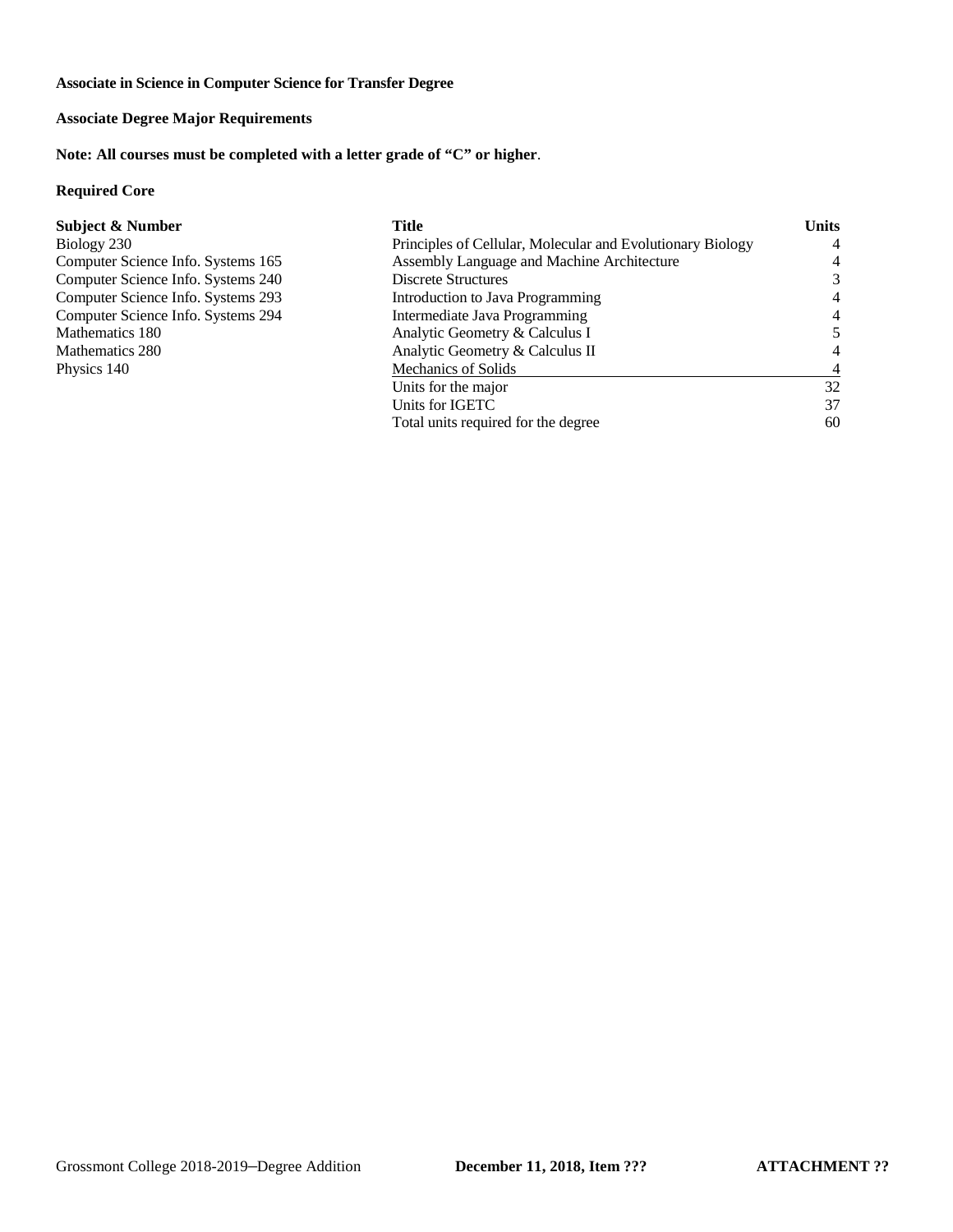**Associate in Science in Computer Science for Transfer Degree**

**Associate Degree Major Requirements**

**Note: All courses must be completed with a letter grade of "C" or higher**.

**Required Core**

| Subject & Number | Title | Units |
|---|---|---|
| Biology 230 | Principles of Cellular, Molecular and Evolutionary Biology | 4 |
| Computer Science Info. Systems 165 | Assembly Language and Machine Architecture | 4 |
| Computer Science Info. Systems 240 | Discrete Structures | 3 |
| Computer Science Info. Systems 293 | Introduction to Java Programming | 4 |
| Computer Science Info. Systems 294 | Intermediate Java Programming | 4 |
| Mathematics 180 | Analytic Geometry & Calculus I | 5 |
| Mathematics 280 | Analytic Geometry & Calculus II | 4 |
| Physics 140 | Mechanics of Solids | 4 |
| | Units for the major | 32 |
| | Units for IGETC | 37 |
| | Total units required for the degree | 60 |

Grossmont College 2018-2019–Degree Addition **December 11, 2018, Item ???** **ATTACHMENT ??**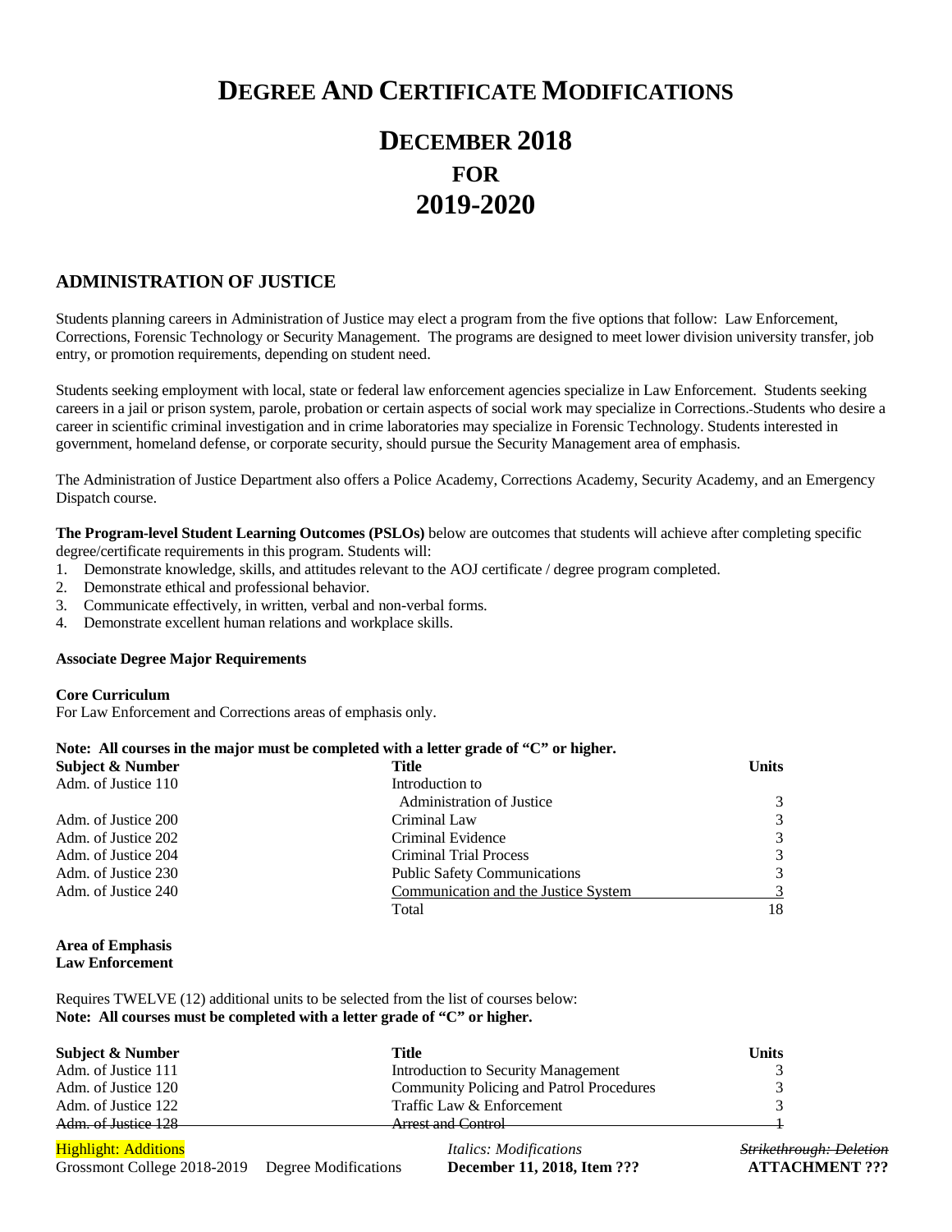# DEGREE AND CERTIFICATE MODIFICATIONS

# DECEMBER 2018
## FOR
# 2019-2020

## ADMINISTRATION OF JUSTICE

Students planning careers in Administration of Justice may elect a program from the five options that follow: Law Enforcement, Corrections, Forensic Technology or Security Management. The programs are designed to meet lower division university transfer, job entry, or promotion requirements, depending on student need.

Students seeking employment with local, state or federal law enforcement agencies specialize in Law Enforcement. Students seeking careers in a jail or prison system, parole, probation or certain aspects of social work may specialize in Corrections. Students who desire a career in scientific criminal investigation and in crime laboratories may specialize in Forensic Technology. Students interested in government, homeland defense, or corporate security, should pursue the Security Management area of emphasis.

The Administration of Justice Department also offers a Police Academy, Corrections Academy, Security Academy, and an Emergency Dispatch course.

**The Program-level Student Learning Outcomes (PSLOs)** below are outcomes that students will achieve after completing specific degree/certificate requirements in this program. Students will:

1. Demonstrate knowledge, skills, and attitudes relevant to the AOJ certificate / degree program completed.
2. Demonstrate ethical and professional behavior.
3. Communicate effectively, in written, verbal and non-verbal forms.
4. Demonstrate excellent human relations and workplace skills.

**Associate Degree Major Requirements**

**Core Curriculum**
For Law Enforcement and Corrections areas of emphasis only.

**Note: All courses in the major must be completed with a letter grade of "C" or higher.**

| Subject & Number | Title | Units |
|---|---|---|
| Adm. of Justice 110 | Introduction to Administration of Justice | 3 |
| Adm. of Justice 200 | Criminal Law | 3 |
| Adm. of Justice 202 | Criminal Evidence | 3 |
| Adm. of Justice 204 | Criminal Trial Process | 3 |
| Adm. of Justice 230 | Public Safety Communications | 3 |
| Adm. of Justice 240 | Communication and the Justice System | 3 |
| | Total | 18 |

**Area of Emphasis**
**Law Enforcement**

Requires TWELVE (12) additional units to be selected from the list of courses below:
**Note: All courses must be completed with a letter grade of "C" or higher.**

| Subject & Number | Title | Units |
|---|---|---|
| Adm. of Justice 111 | Introduction to Security Management | 3 |
| Adm. of Justice 120 | Community Policing and Patrol Procedures | 3 |
| Adm. of Justice 122 | Traffic Law & Enforcement | 3 |
| ~~Adm. of Justice 128~~ | ~~Arrest and Control~~ | ~~1~~ |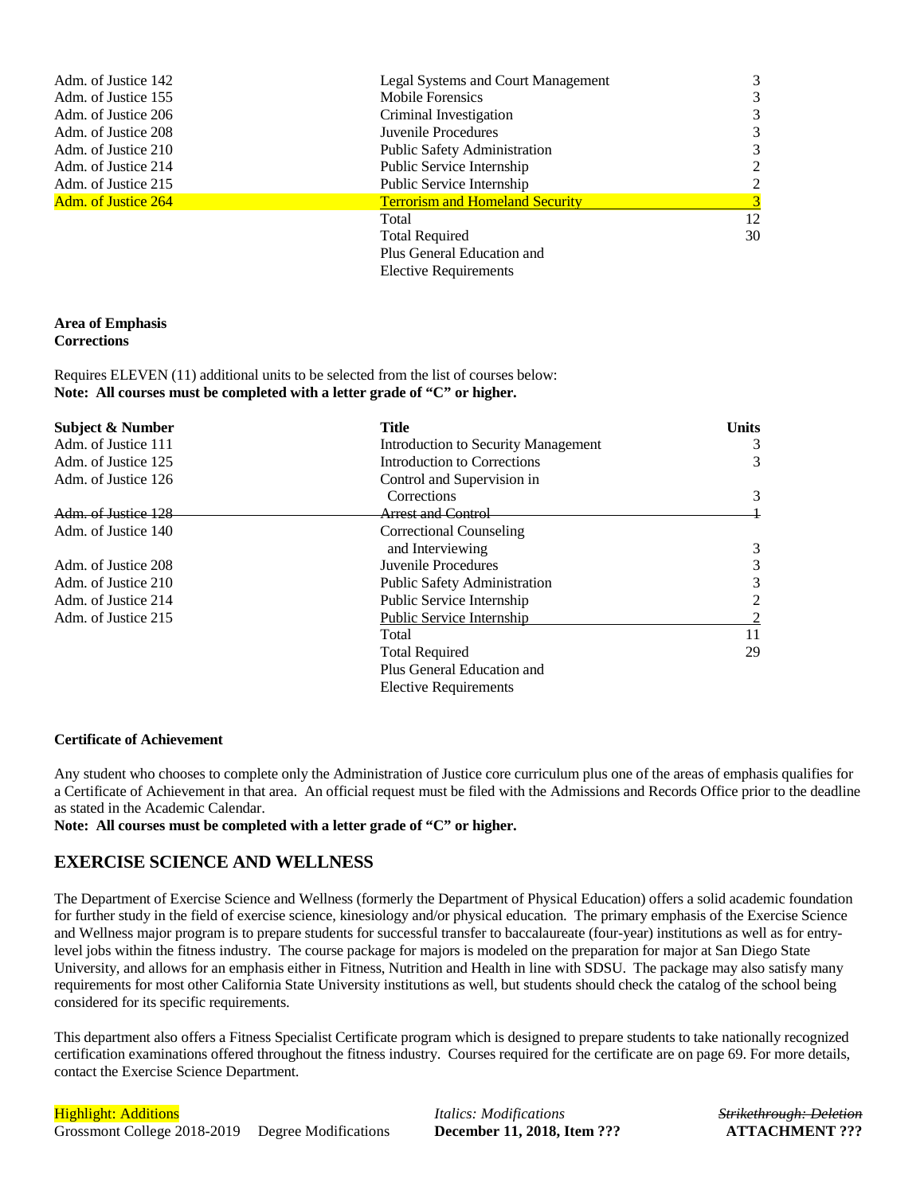| | | |
|---|---|---|
| Adm. of Justice 142 | Legal Systems and Court Management | 3 |
| Adm. of Justice 155 | Mobile Forensics | 3 |
| Adm. of Justice 206 | Criminal Investigation | 3 |
| Adm. of Justice 208 | Juvenile Procedures | 3 |
| Adm. of Justice 210 | Public Safety Administration | 3 |
| Adm. of Justice 214 | Public Service Internship | 2 |
| Adm. of Justice 215 | Public Service Internship | 2 |
| Adm. of Justice 264 | Terrorism and Homeland Security | 3 |
| | Total | 12 |
| | Total Required | 30 |
| | Plus General Education and Elective Requirements | |

**Area of Emphasis**
**Corrections**

Requires ELEVEN (11) additional units to be selected from the list of courses below:
**Note: All courses must be completed with a letter grade of "C" or higher.**

| Subject & Number | Title | Units |
|---|---|---|
| Adm. of Justice 111 | Introduction to Security Management | 3 |
| Adm. of Justice 125 | Introduction to Corrections | 3 |
| Adm. of Justice 126 | Control and Supervision in Corrections | 3 |
| ~~Adm. of Justice 128~~ | ~~Arrest and Control~~ | ~~1~~ |
| Adm. of Justice 140 | Correctional Counseling and Interviewing | 3 |
| Adm. of Justice 208 | Juvenile Procedures | 3 |
| Adm. of Justice 210 | Public Safety Administration | 3 |
| Adm. of Justice 214 | Public Service Internship | 2 |
| Adm. of Justice 215 | Public Service Internship | 2 |
| | Total | 11 |
| | Total Required | 29 |
| | Plus General Education and Elective Requirements | |

**Certificate of Achievement**

Any student who chooses to complete only the Administration of Justice core curriculum plus one of the areas of emphasis qualifies for a Certificate of Achievement in that area. An official request must be filed with the Admissions and Records Office prior to the deadline as stated in the Academic Calendar.
**Note: All courses must be completed with a letter grade of "C" or higher.**

## EXERCISE SCIENCE AND WELLNESS

The Department of Exercise Science and Wellness (formerly the Department of Physical Education) offers a solid academic foundation for further study in the field of exercise science, kinesiology and/or physical education. The primary emphasis of the Exercise Science and Wellness major program is to prepare students for successful transfer to baccalaureate (four-year) institutions as well as for entry-level jobs within the fitness industry. The course package for majors is modeled on the preparation for major at San Diego State University, and allows for an emphasis either in Fitness, Nutrition and Health in line with SDSU. The package may also satisfy many requirements for most other California State University institutions as well, but students should check the catalog of the school being considered for its specific requirements.

This department also offers a Fitness Specialist Certificate program which is designed to prepare students to take nationally recognized certification examinations offered throughout the fitness industry. Courses required for the certificate are on page 69. For more details, contact the Exercise Science Department.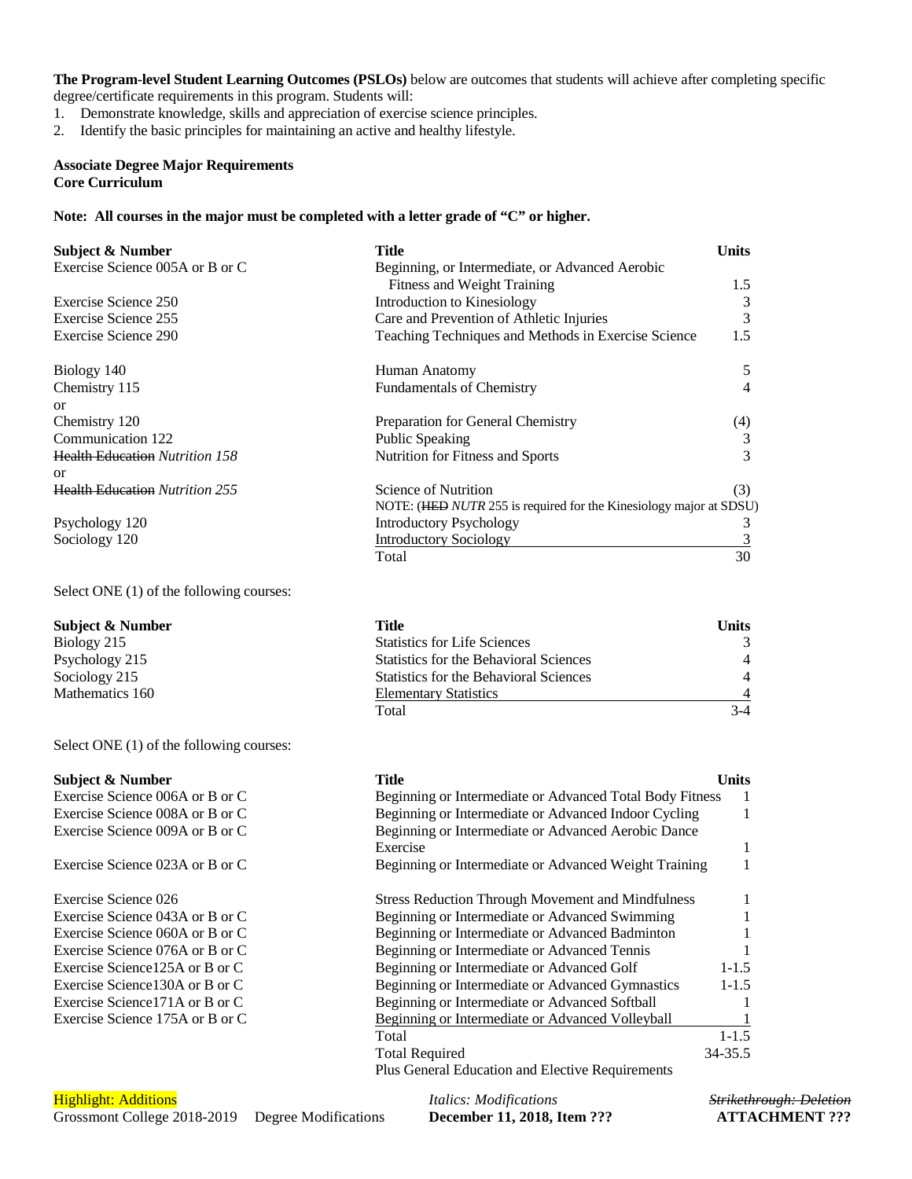**The Program-level Student Learning Outcomes (PSLOs)** below are outcomes that students will achieve after completing specific degree/certificate requirements in this program. Students will:

1. Demonstrate knowledge, skills and appreciation of exercise science principles.
2. Identify the basic principles for maintaining an active and healthy lifestyle.

**Associate Degree Major Requirements**
**Core Curriculum**

**Note: All courses in the major must be completed with a letter grade of "C" or higher.**

| Subject & Number | Title | Units |
|---|---|---|
| Exercise Science 005A or B or C | Beginning, or Intermediate, or Advanced Aerobic Fitness and Weight Training | 1.5 |
| Exercise Science 250 | Introduction to Kinesiology | 3 |
| Exercise Science 255 | Care and Prevention of Athletic Injuries | 3 |
| Exercise Science 290 | Teaching Techniques and Methods in Exercise Science | 1.5 |
| Biology 140 | Human Anatomy | 5 |
| Chemistry 115 | Fundamentals of Chemistry | 4 |
| or | | |
| Chemistry 120 | Preparation for General Chemistry | (4) |
| Communication 122 | Public Speaking | 3 |
| ~~Health Education~~ *Nutrition 158* | Nutrition for Fitness and Sports | 3 |
| or | | |
| ~~Health Education~~ *Nutrition 255* | Science of Nutrition | (3) |
| | NOTE: (~~HED~~ *NUTR* 255 is required for the Kinesiology major at SDSU) | |
| Psychology 120 | Introductory Psychology | 3 |
| Sociology 120 | Introductory Sociology | 3 |
| | Total | 30 |

Select ONE (1) of the following courses:

| Subject & Number | Title | Units |
|---|---|---|
| Biology 215 | Statistics for Life Sciences | 3 |
| Psychology 215 | Statistics for the Behavioral Sciences | 4 |
| Sociology 215 | Statistics for the Behavioral Sciences | 4 |
| Mathematics 160 | Elementary Statistics | 4 |
| | Total | 3-4 |

Select ONE (1) of the following courses:

| Subject & Number | Title | Units |
|---|---|---|
| Exercise Science 006A or B or C | Beginning or Intermediate or Advanced Total Body Fitness | 1 |
| Exercise Science 008A or B or C | Beginning or Intermediate or Advanced Indoor Cycling | 1 |
| Exercise Science 009A or B or C | Beginning or Intermediate or Advanced Aerobic Dance Exercise | 1 |
| Exercise Science 023A or B or C | Beginning or Intermediate or Advanced Weight Training | 1 |
| Exercise Science 026 | Stress Reduction Through Movement and Mindfulness | 1 |
| Exercise Science 043A or B or C | Beginning or Intermediate or Advanced Swimming | 1 |
| Exercise Science 060A or B or C | Beginning or Intermediate or Advanced Badminton | 1 |
| Exercise Science 076A or B or C | Beginning or Intermediate or Advanced Tennis | 1 |
| Exercise Science125A or B or C | Beginning or Intermediate or Advanced Golf | 1-1.5 |
| Exercise Science130A or B or C | Beginning or Intermediate or Advanced Gymnastics | 1-1.5 |
| Exercise Science171A or B or C | Beginning or Intermediate or Advanced Softball | 1 |
| Exercise Science 175A or B or C | Beginning or Intermediate or Advanced Volleyball | 1 |
| | Total | 1-1.5 |
| | Total Required | 34-35.5 |
| | Plus General Education and Elective Requirements | |

Highlight: Additions | *Italics: Modifications* | ~~Strikethrough: Deletion~~

Grossmont College 2018-2019 Degree Modifications **December 11, 2018, Item ???** **ATTACHMENT ???**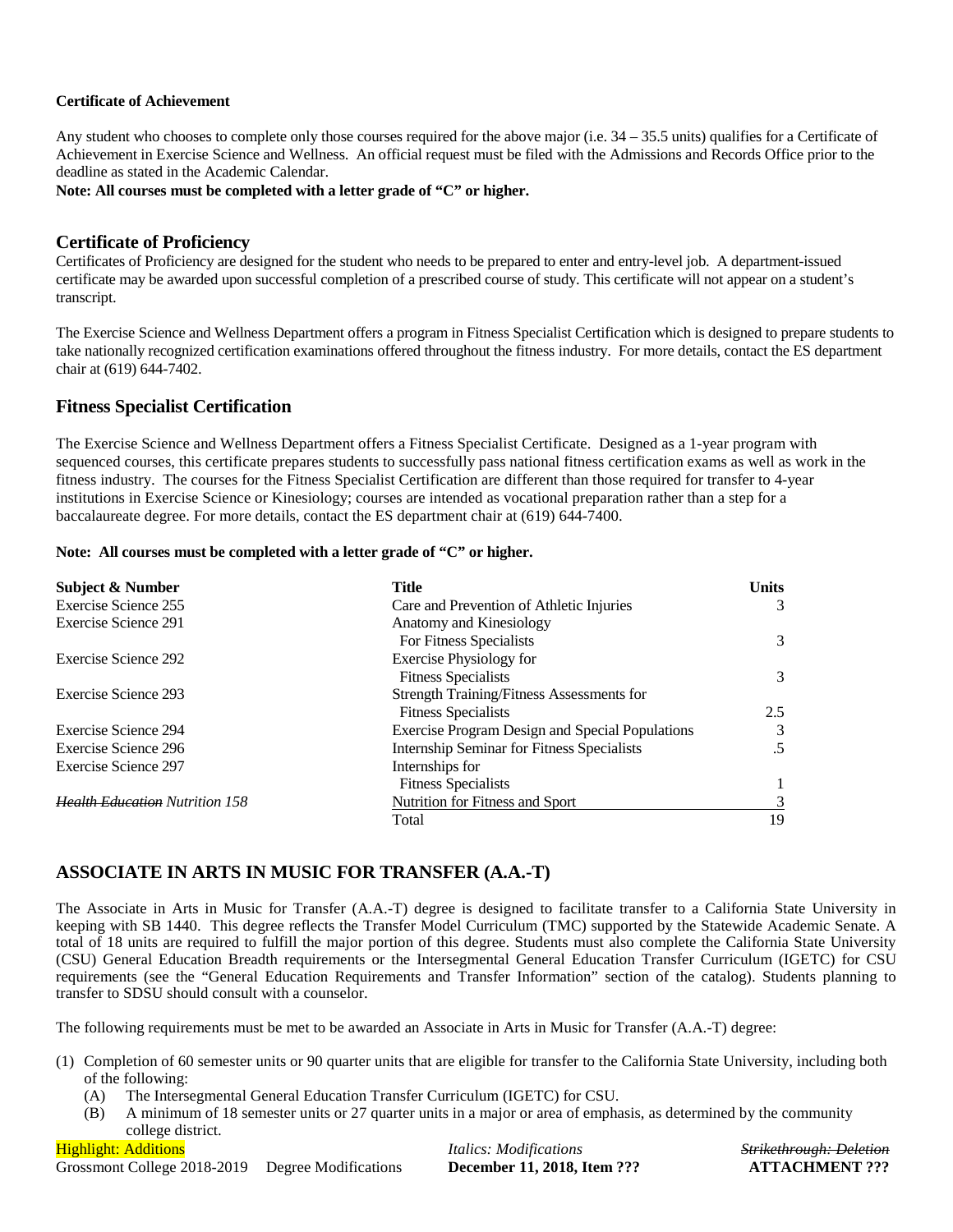**Certificate of Achievement**

Any student who chooses to complete only those courses required for the above major (i.e. 34 – 35.5 units) qualifies for a Certificate of Achievement in Exercise Science and Wellness. An official request must be filed with the Admissions and Records Office prior to the deadline as stated in the Academic Calendar.

**Note: All courses must be completed with a letter grade of "C" or higher.**

## Certificate of Proficiency

Certificates of Proficiency are designed for the student who needs to be prepared to enter and entry-level job. A department-issued certificate may be awarded upon successful completion of a prescribed course of study. This certificate will not appear on a student's transcript.

The Exercise Science and Wellness Department offers a program in Fitness Specialist Certification which is designed to prepare students to take nationally recognized certification examinations offered throughout the fitness industry. For more details, contact the ES department chair at (619) 644-7402.

## Fitness Specialist Certification

The Exercise Science and Wellness Department offers a Fitness Specialist Certificate. Designed as a 1-year program with sequenced courses, this certificate prepares students to successfully pass national fitness certification exams as well as work in the fitness industry. The courses for the Fitness Specialist Certification are different than those required for transfer to 4-year institutions in Exercise Science or Kinesiology; courses are intended as vocational preparation rather than a step for a baccalaureate degree. For more details, contact the ES department chair at (619) 644-7400.

**Note: All courses must be completed with a letter grade of "C" or higher.**

| Subject & Number | Title | Units |
|---|---|---|
| Exercise Science 255 | Care and Prevention of Athletic Injuries | 3 |
| Exercise Science 291 | Anatomy and Kinesiology For Fitness Specialists | 3 |
| Exercise Science 292 | Exercise Physiology for Fitness Specialists | 3 |
| Exercise Science 293 | Strength Training/Fitness Assessments for Fitness Specialists | 2.5 |
| Exercise Science 294 | Exercise Program Design and Special Populations | 3 |
| Exercise Science 296 | Internship Seminar for Fitness Specialists | .5 |
| Exercise Science 297 | Internships for Fitness Specialists | 1 |
| *~~Health Education~~ Nutrition 158* | Nutrition for Fitness and Sport | 3 |
| | Total | 19 |

## ASSOCIATE IN ARTS IN MUSIC FOR TRANSFER (A.A.-T)

The Associate in Arts in Music for Transfer (A.A.-T) degree is designed to facilitate transfer to a California State University in keeping with SB 1440. This degree reflects the Transfer Model Curriculum (TMC) supported by the Statewide Academic Senate. A total of 18 units are required to fulfill the major portion of this degree. Students must also complete the California State University (CSU) General Education Breadth requirements or the Intersegmental General Education Transfer Curriculum (IGETC) for CSU requirements (see the "General Education Requirements and Transfer Information" section of the catalog). Students planning to transfer to SDSU should consult with a counselor.

The following requirements must be met to be awarded an Associate in Arts in Music for Transfer (A.A.-T) degree:

(1) Completion of 60 semester units or 90 quarter units that are eligible for transfer to the California State University, including both of the following:
   (A) The Intersegmental General Education Transfer Curriculum (IGETC) for CSU.
   (B) A minimum of 18 semester units or 27 quarter units in a major or area of emphasis, as determined by the community college district.

Highlight: Additions | *Italics: Modifications* | ~~Strikethrough: Deletion~~

Grossmont College 2018-2019 Degree Modifications **December 11, 2018, Item ???** **ATTACHMENT ???**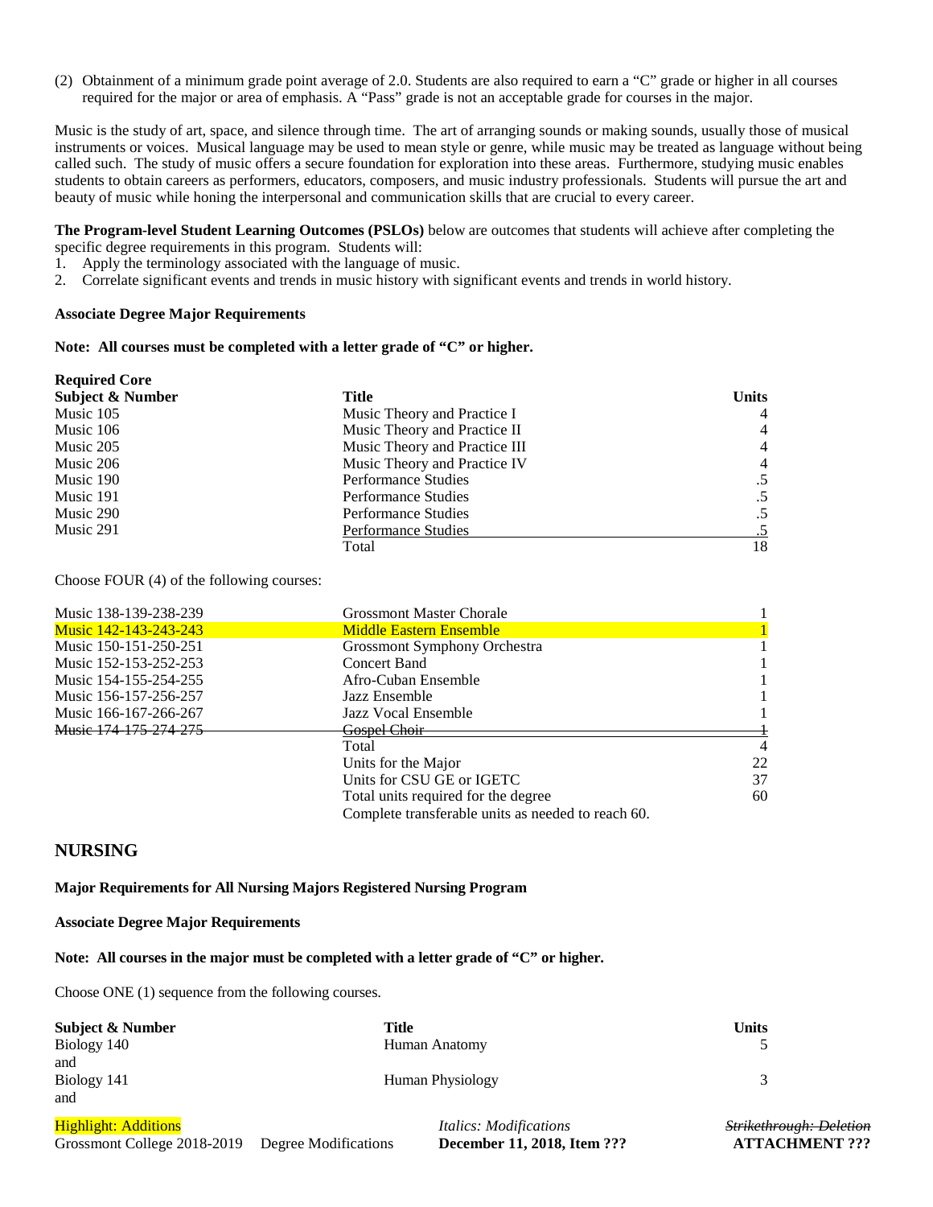(2) Obtainment of a minimum grade point average of 2.0. Students are also required to earn a "C" grade or higher in all courses required for the major or area of emphasis. A "Pass" grade is not an acceptable grade for courses in the major.

Music is the study of art, space, and silence through time. The art of arranging sounds or making sounds, usually those of musical instruments or voices. Musical language may be used to mean style or genre, while music may be treated as language without being called such. The study of music offers a secure foundation for exploration into these areas. Furthermore, studying music enables students to obtain careers as performers, educators, composers, and music industry professionals. Students will pursue the art and beauty of music while honing the interpersonal and communication skills that are crucial to every career.

**The Program-level Student Learning Outcomes (PSLOs)** below are outcomes that students will achieve after completing the specific degree requirements in this program. Students will:

1. Apply the terminology associated with the language of music.
2. Correlate significant events and trends in music history with significant events and trends in world history.

**Associate Degree Major Requirements**

**Note: All courses must be completed with a letter grade of "C" or higher.**

**Required Core**

| Subject & Number | Title | Units |
|---|---|---|
| Music 105 | Music Theory and Practice I | 4 |
| Music 106 | Music Theory and Practice II | 4 |
| Music 205 | Music Theory and Practice III | 4 |
| Music 206 | Music Theory and Practice IV | 4 |
| Music 190 | Performance Studies | .5 |
| Music 191 | Performance Studies | .5 |
| Music 290 | Performance Studies | .5 |
| Music 291 | Performance Studies | .5 |
| | Total | 18 |

Choose FOUR (4) of the following courses:

| | | |
|---|---|---|
| Music 138-139-238-239 | Grossmont Master Chorale | 1 |
| Music 142-143-243-243 | Middle Eastern Ensemble | 1 |
| Music 150-151-250-251 | Grossmont Symphony Orchestra | 1 |
| Music 152-153-252-253 | Concert Band | 1 |
| Music 154-155-254-255 | Afro-Cuban Ensemble | 1 |
| Music 156-157-256-257 | Jazz Ensemble | 1 |
| Music 166-167-266-267 | Jazz Vocal Ensemble | 1 |
| ~~Music 174-175-274-275~~ | ~~Gospel Choir~~ | ~~1~~ |
| | Total | 4 |
| | Units for the Major | 22 |
| | Units for CSU GE or IGETC | 37 |
| | Total units required for the degree | 60 |
| | Complete transferable units as needed to reach 60. | |

## NURSING

**Major Requirements for All Nursing Majors Registered Nursing Program**

**Associate Degree Major Requirements**

**Note: All courses in the major must be completed with a letter grade of "C" or higher.**

Choose ONE (1) sequence from the following courses.

| Subject & Number | Title | Units |
|---|---|---|
| Biology 140 | Human Anatomy | 5 |
| and | | |
| Biology 141 | Human Physiology | 3 |
| and | | |

Highlight: Additions | *Italics: Modifications* | ~~Strikethrough: Deletion~~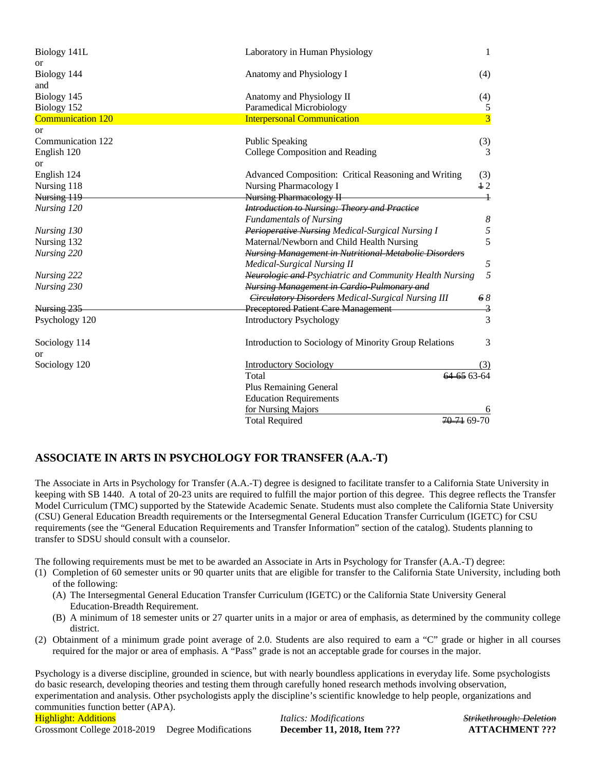| | | |
|---|---|---|
| Biology 141L | Laboratory in Human Physiology | 1 |
| or | | |
| Biology 144 | Anatomy and Physiology I | (4) |
| and | | |
| Biology 145 | Anatomy and Physiology II | (4) |
| Biology 152 | Paramedical Microbiology | 5 |
| Communication 120 | Interpersonal Communication | 3 |
| or | | |
| Communication 122 | Public Speaking | (3) |
| English 120 | College Composition and Reading | 3 |
| or | | |
| English 124 | Advanced Composition: Critical Reasoning and Writing | (3) |
| Nursing 118 | Nursing Pharmacology I | ~~1~~ 2 |
| ~~Nursing 119~~ | ~~Nursing Pharmacology II~~ | ~~1~~ |
| *Nursing 120* | ~~*Introduction to Nursing: Theory and Practice*~~ *Fundamentals of Nursing* | *8* |
| *Nursing 130* | ~~*Perioperative Nursing*~~ *Medical-Surgical Nursing I* | *5* |
| Nursing 132 | Maternal/Newborn and Child Health Nursing | 5 |
| *Nursing 220* | ~~*Nursing Management in Nutritional-Metabolic Disorders*~~ *Medical-Surgical Nursing II* | *5* |
| *Nursing 222* | ~~*Neurologic and*~~ *Psychiatric and Community Health Nursing* | *5* |
| *Nursing 230* | ~~*Nursing Management in Cardio-Pulmonary and Circulatory Disorders*~~ *Medical-Surgical Nursing III* | ~~*6*~~ *8* |
| ~~Nursing 235~~ | ~~Preceptored Patient Care Management~~ | ~~3~~ |
| Psychology 120 | Introductory Psychology | 3 |
| Sociology 114 | Introduction to Sociology of Minority Group Relations | 3 |
| or | | |
| Sociology 120 | Introductory Sociology | (3) |
| | Total | ~~64-65~~ 63-64 |
| | Plus Remaining General Education Requirements for Nursing Majors | 6 |
| | Total Required | ~~70-71~~ 69-70 |

## ASSOCIATE IN ARTS IN PSYCHOLOGY FOR TRANSFER (A.A.-T)

The Associate in Arts in Psychology for Transfer (A.A.-T) degree is designed to facilitate transfer to a California State University in keeping with SB 1440. A total of 20-23 units are required to fulfill the major portion of this degree. This degree reflects the Transfer Model Curriculum (TMC) supported by the Statewide Academic Senate. Students must also complete the California State University (CSU) General Education Breadth requirements or the Intersegmental General Education Transfer Curriculum (IGETC) for CSU requirements (see the "General Education Requirements and Transfer Information" section of the catalog). Students planning to transfer to SDSU should consult with a counselor.

The following requirements must be met to be awarded an Associate in Arts in Psychology for Transfer (A.A.-T) degree:

(1) Completion of 60 semester units or 90 quarter units that are eligible for transfer to the California State University, including both of the following:
   (A) The Intersegmental General Education Transfer Curriculum (IGETC) or the California State University General Education-Breadth Requirement.
   (B) A minimum of 18 semester units or 27 quarter units in a major or area of emphasis, as determined by the community college district.

(2) Obtainment of a minimum grade point average of 2.0. Students are also required to earn a "C" grade or higher in all courses required for the major or area of emphasis. A "Pass" grade is not an acceptable grade for courses in the major.

Psychology is a diverse discipline, grounded in science, but with nearly boundless applications in everyday life. Some psychologists do basic research, developing theories and testing them through carefully honed research methods involving observation, experimentation and analysis. Other psychologists apply the discipline's scientific knowledge to help people, organizations and communities function better (APA).

Highlight: Additions *Italics: Modifications* ~~Strikethrough: Deletion~~

Grossmont College 2018-2019 Degree Modifications **December 11, 2018, Item ???** **ATTACHMENT ???**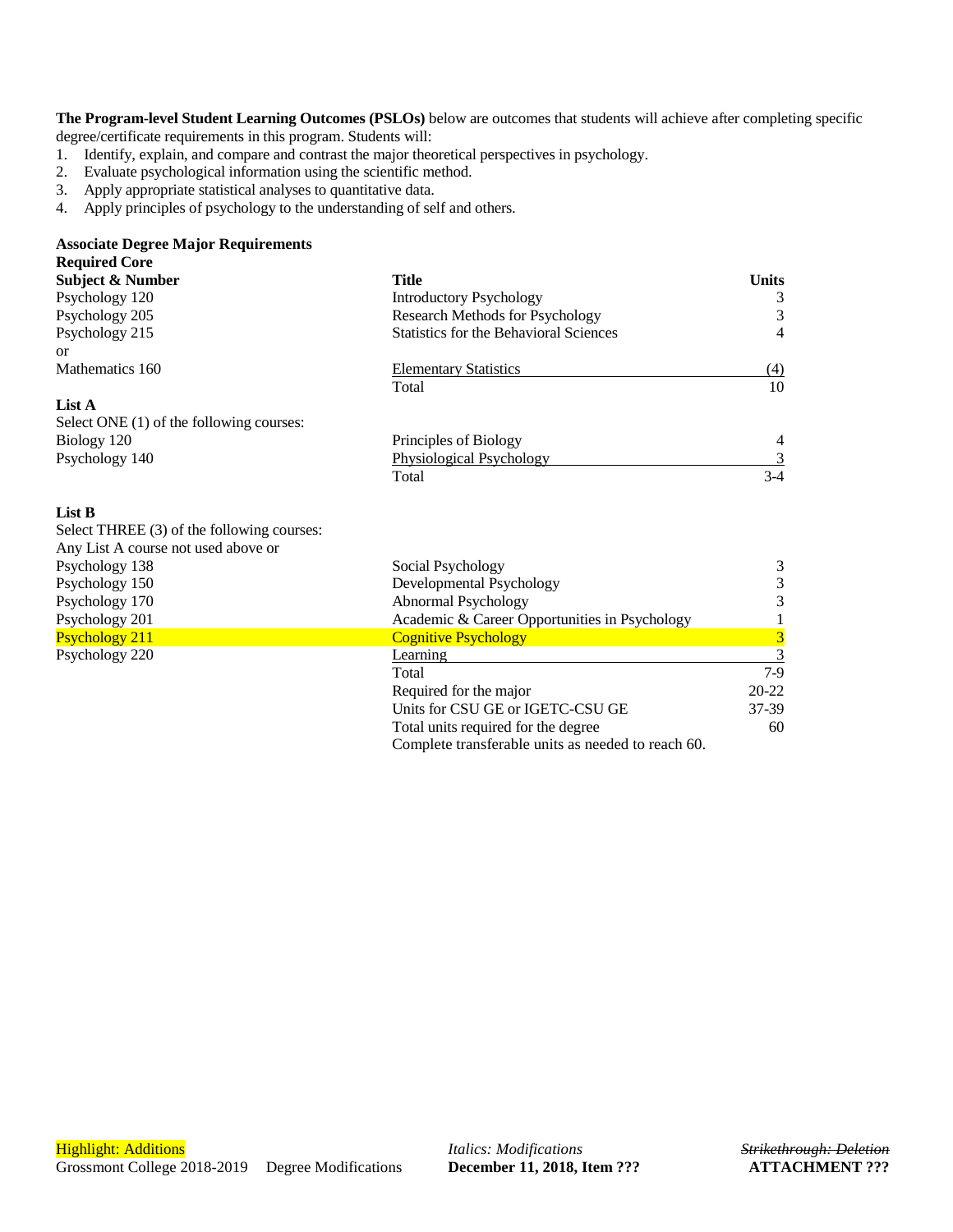**The Program-level Student Learning Outcomes (PSLOs)** below are outcomes that students will achieve after completing specific degree/certificate requirements in this program. Students will:

1. Identify, explain, and compare and contrast the major theoretical perspectives in psychology.
2. Evaluate psychological information using the scientific method.
3. Apply appropriate statistical analyses to quantitative data.
4. Apply principles of psychology to the understanding of self and others.

**Associate Degree Major Requirements**

**Required Core**

| Subject & Number | Title | Units |
|---|---|---|
| Psychology 120 | Introductory Psychology | 3 |
| Psychology 205 | Research Methods for Psychology | 3 |
| Psychology 215 | Statistics for the Behavioral Sciences | 4 |
| or | | |
| Mathematics 160 | Elementary Statistics | (4) |
| | Total | 10 |

**List A**

Select ONE (1) of the following courses:

| Subject & Number | Title | Units |
|---|---|---|
| Biology 120 | Principles of Biology | 4 |
| Psychology 140 | Physiological Psychology | 3 |
| | Total | 3-4 |

**List B**

Select THREE (3) of the following courses:

Any List A course not used above or

| Subject & Number | Title | Units |
|---|---|---|
| Psychology 138 | Social Psychology | 3 |
| Psychology 150 | Developmental Psychology | 3 |
| Psychology 170 | Abnormal Psychology | 3 |
| Psychology 201 | Academic & Career Opportunities in Psychology | 1 |
| Psychology 211 | Cognitive Psychology | 3 |
| Psychology 220 | Learning | 3 |
| | Total | 7-9 |
| | Required for the major | 20-22 |
| | Units for CSU GE or IGETC-CSU GE | 37-39 |
| | Total units required for the degree | 60 |
| | Complete transferable units as needed to reach 60. | |

Highlight: Additions *Italics: Modifications* ~~Strikethrough: Deletion~~

Grossmont College 2018-2019 Degree Modifications **December 11, 2018, Item ???** **ATTACHMENT ???**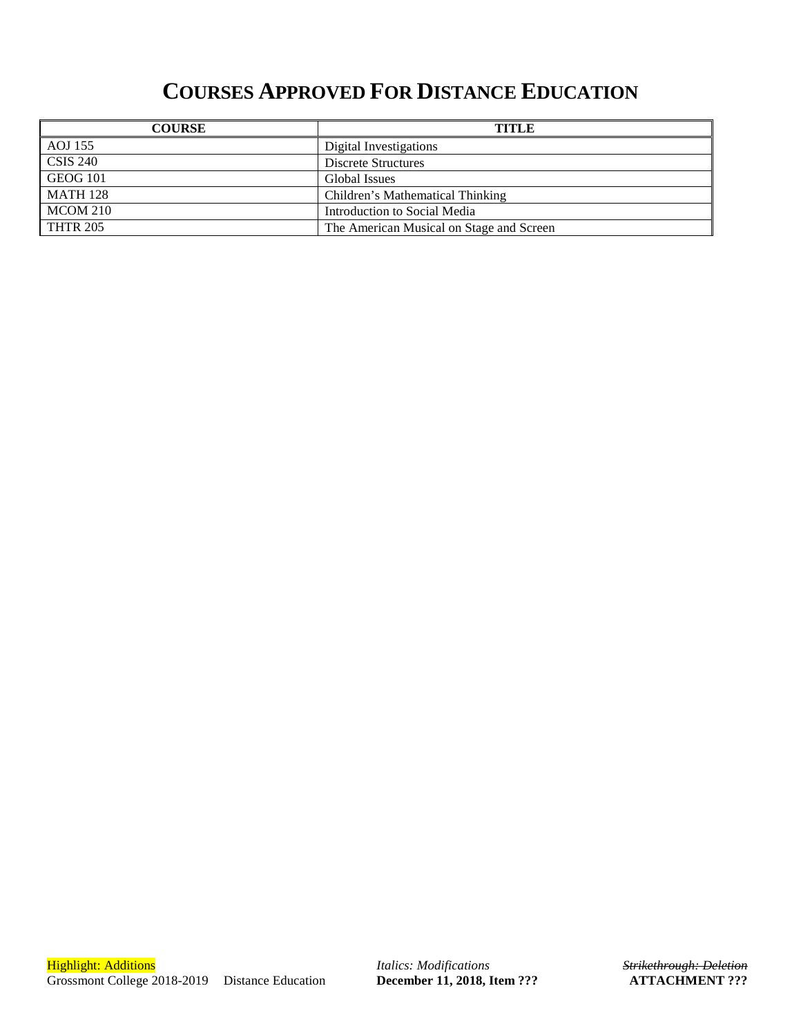# COURSES APPROVED FOR DISTANCE EDUCATION

| COURSE | TITLE |
|---|---|
| AOJ 155 | Digital Investigations |
| CSIS 240 | Discrete Structures |
| GEOG 101 | Global Issues |
| MATH 128 | Children's Mathematical Thinking |
| MCOM 210 | Introduction to Social Media |
| THTR 205 | The American Musical on Stage and Screen |